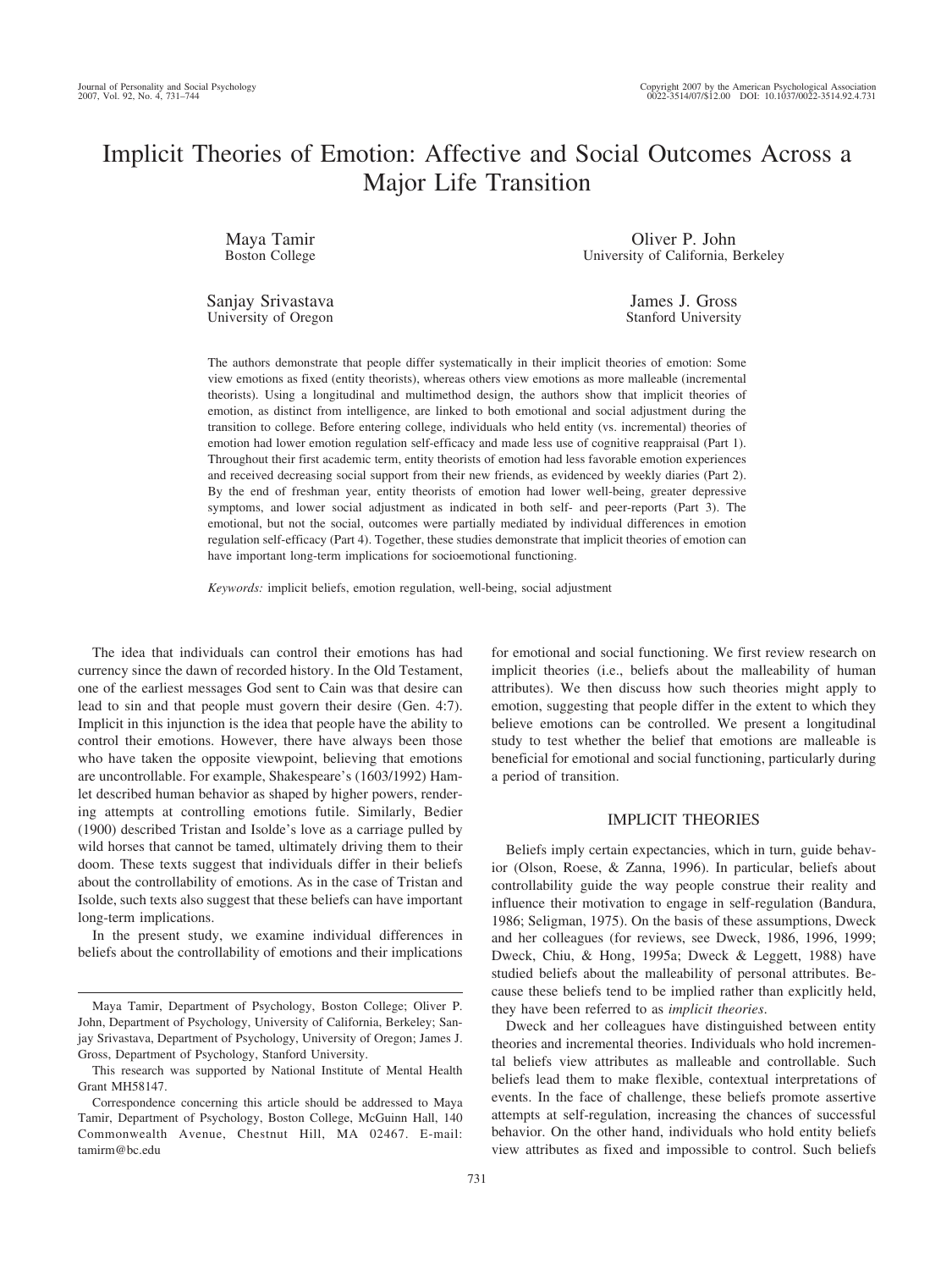# Implicit Theories of Emotion: Affective and Social Outcomes Across a Major Life Transition

Maya Tamir
Boston College

Oliver P. John
University of California, Berkeley

Sanjay Srivastava
University of Oregon

James J. Gross
Stanford University

The authors demonstrate that people differ systematically in their implicit theories of emotion: Some view emotions as fixed (entity theorists), whereas others view emotions as more malleable (incremental theorists). Using a longitudinal and multimethod design, the authors show that implicit theories of emotion, as distinct from intelligence, are linked to both emotional and social adjustment during the transition to college. Before entering college, individuals who held entity (vs. incremental) theories of emotion had lower emotion regulation self-efficacy and made less use of cognitive reappraisal (Part 1). Throughout their first academic term, entity theorists of emotion had less favorable emotion experiences and received decreasing social support from their new friends, as evidenced by weekly diaries (Part 2). By the end of freshman year, entity theorists of emotion had lower well-being, greater depressive symptoms, and lower social adjustment as indicated in both self- and peer-reports (Part 3). The emotional, but not the social, outcomes were partially mediated by individual differences in emotion regulation self-efficacy (Part 4). Together, these studies demonstrate that implicit theories of emotion can have important long-term implications for socioemotional functioning.

*Keywords:* implicit beliefs, emotion regulation, well-being, social adjustment

The idea that individuals can control their emotions has had currency since the dawn of recorded history. In the Old Testament, one of the earliest messages God sent to Cain was that desire can lead to sin and that people must govern their desire (Gen. 4:7). Implicit in this injunction is the idea that people have the ability to control their emotions. However, there have always been those who have taken the opposite viewpoint, believing that emotions are uncontrollable. For example, Shakespeare's (1603/1992) Hamlet described human behavior as shaped by higher powers, rendering attempts at controlling emotions futile. Similarly, Bedier (1900) described Tristan and Isolde's love as a carriage pulled by wild horses that cannot be tamed, ultimately driving them to their doom. These texts suggest that individuals differ in their beliefs about the controllability of emotions. As in the case of Tristan and Isolde, such texts also suggest that these beliefs can have important long-term implications.

In the present study, we examine individual differences in beliefs about the controllability of emotions and their implications for emotional and social functioning. We first review research on implicit theories (i.e., beliefs about the malleability of human attributes). We then discuss how such theories might apply to emotion, suggesting that people differ in the extent to which they believe emotions can be controlled. We present a longitudinal study to test whether the belief that emotions are malleable is beneficial for emotional and social functioning, particularly during a period of transition.

## IMPLICIT THEORIES

Beliefs imply certain expectancies, which in turn, guide behavior (Olson, Roese, & Zanna, 1996). In particular, beliefs about controllability guide the way people construe their reality and influence their motivation to engage in self-regulation (Bandura, 1986; Seligman, 1975). On the basis of these assumptions, Dweck and her colleagues (for reviews, see Dweck, 1986, 1996, 1999; Dweck, Chiu, & Hong, 1995a; Dweck & Leggett, 1988) have studied beliefs about the malleability of personal attributes. Because these beliefs tend to be implied rather than explicitly held, they have been referred to as *implicit theories*.

Dweck and her colleagues have distinguished between entity theories and incremental theories. Individuals who hold incremental beliefs view attributes as malleable and controllable. Such beliefs lead them to make flexible, contextual interpretations of events. In the face of challenge, these beliefs promote assertive attempts at self-regulation, increasing the chances of successful behavior. On the other hand, individuals who hold entity beliefs view attributes as fixed and impossible to control. Such beliefs

---

Maya Tamir, Department of Psychology, Boston College; Oliver P. John, Department of Psychology, University of California, Berkeley; Sanjay Srivastava, Department of Psychology, University of Oregon; James J. Gross, Department of Psychology, Stanford University.

This research was supported by National Institute of Mental Health Grant MH58147.

Correspondence concerning this article should be addressed to Maya Tamir, Department of Psychology, Boston College, McGuinn Hall, 140 Commonwealth Avenue, Chestnut Hill, MA 02467. E-mail: tamirm@bc.edu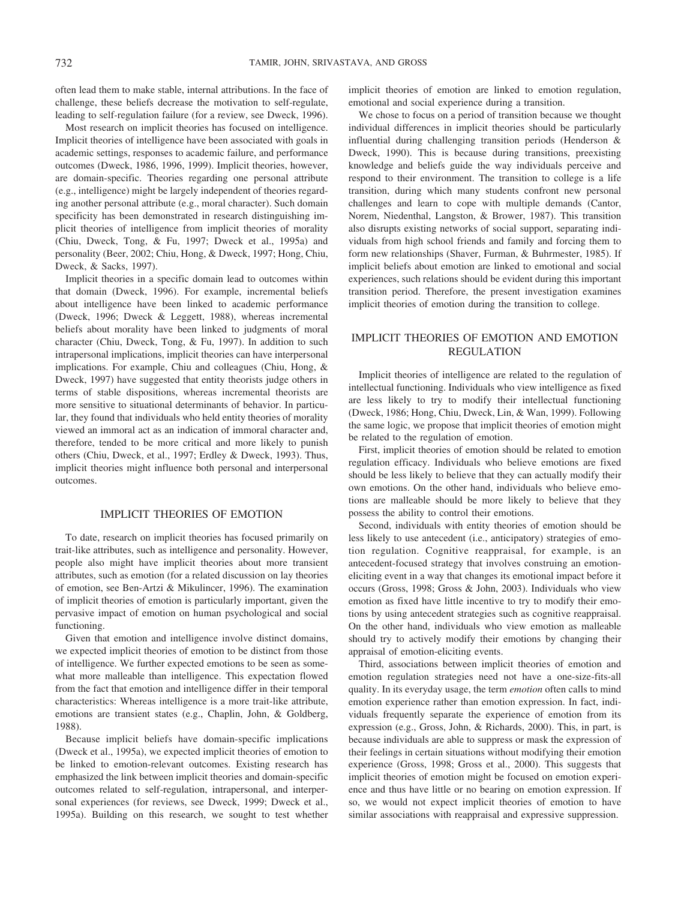often lead them to make stable, internal attributions. In the face of challenge, these beliefs decrease the motivation to self-regulate, leading to self-regulation failure (for a review, see Dweck, 1996).

Most research on implicit theories has focused on intelligence. Implicit theories of intelligence have been associated with goals in academic settings, responses to academic failure, and performance outcomes (Dweck, 1986, 1996, 1999). Implicit theories, however, are domain-specific. Theories regarding one personal attribute (e.g., intelligence) might be largely independent of theories regarding another personal attribute (e.g., moral character). Such domain specificity has been demonstrated in research distinguishing implicit theories of intelligence from implicit theories of morality (Chiu, Dweck, Tong, & Fu, 1997; Dweck et al., 1995a) and personality (Beer, 2002; Chiu, Hong, & Dweck, 1997; Hong, Chiu, Dweck, & Sacks, 1997).

Implicit theories in a specific domain lead to outcomes within that domain (Dweck, 1996). For example, incremental beliefs about intelligence have been linked to academic performance (Dweck, 1996; Dweck & Leggett, 1988), whereas incremental beliefs about morality have been linked to judgments of moral character (Chiu, Dweck, Tong, & Fu, 1997). In addition to such intrapersonal implications, implicit theories can have interpersonal implications. For example, Chiu and colleagues (Chiu, Hong, & Dweck, 1997) have suggested that entity theorists judge others in terms of stable dispositions, whereas incremental theorists are more sensitive to situational determinants of behavior. In particular, they found that individuals who held entity theories of morality viewed an immoral act as an indication of immoral character and, therefore, tended to be more critical and more likely to punish others (Chiu, Dweck, et al., 1997; Erdley & Dweck, 1993). Thus, implicit theories might influence both personal and interpersonal outcomes.

## IMPLICIT THEORIES OF EMOTION

To date, research on implicit theories has focused primarily on trait-like attributes, such as intelligence and personality. However, people also might have implicit theories about more transient attributes, such as emotion (for a related discussion on lay theories of emotion, see Ben-Artzi & Mikulincer, 1996). The examination of implicit theories of emotion is particularly important, given the pervasive impact of emotion on human psychological and social functioning.

Given that emotion and intelligence involve distinct domains, we expected implicit theories of emotion to be distinct from those of intelligence. We further expected emotions to be seen as somewhat more malleable than intelligence. This expectation flowed from the fact that emotion and intelligence differ in their temporal characteristics: Whereas intelligence is a more trait-like attribute, emotions are transient states (e.g., Chaplin, John, & Goldberg, 1988).

Because implicit beliefs have domain-specific implications (Dweck et al., 1995a), we expected implicit theories of emotion to be linked to emotion-relevant outcomes. Existing research has emphasized the link between implicit theories and domain-specific outcomes related to self-regulation, intrapersonal, and interpersonal experiences (for reviews, see Dweck, 1999; Dweck et al., 1995a). Building on this research, we sought to test whether implicit theories of emotion are linked to emotion regulation, emotional and social experience during a transition.

We chose to focus on a period of transition because we thought individual differences in implicit theories should be particularly influential during challenging transition periods (Henderson & Dweck, 1990). This is because during transitions, preexisting knowledge and beliefs guide the way individuals perceive and respond to their environment. The transition to college is a life transition, during which many students confront new personal challenges and learn to cope with multiple demands (Cantor, Norem, Niedenthal, Langston, & Brower, 1987). This transition also disrupts existing networks of social support, separating individuals from high school friends and family and forcing them to form new relationships (Shaver, Furman, & Buhrmester, 1985). If implicit beliefs about emotion are linked to emotional and social experiences, such relations should be evident during this important transition period. Therefore, the present investigation examines implicit theories of emotion during the transition to college.

## IMPLICIT THEORIES OF EMOTION AND EMOTION REGULATION

Implicit theories of intelligence are related to the regulation of intellectual functioning. Individuals who view intelligence as fixed are less likely to try to modify their intellectual functioning (Dweck, 1986; Hong, Chiu, Dweck, Lin, & Wan, 1999). Following the same logic, we propose that implicit theories of emotion might be related to the regulation of emotion.

First, implicit theories of emotion should be related to emotion regulation efficacy. Individuals who believe emotions are fixed should be less likely to believe that they can actually modify their own emotions. On the other hand, individuals who believe emotions are malleable should be more likely to believe that they possess the ability to control their emotions.

Second, individuals with entity theories of emotion should be less likely to use antecedent (i.e., anticipatory) strategies of emotion regulation. Cognitive reappraisal, for example, is an antecedent-focused strategy that involves construing an emotion-eliciting event in a way that changes its emotional impact before it occurs (Gross, 1998; Gross & John, 2003). Individuals who view emotion as fixed have little incentive to try to modify their emotions by using antecedent strategies such as cognitive reappraisal. On the other hand, individuals who view emotion as malleable should try to actively modify their emotions by changing their appraisal of emotion-eliciting events.

Third, associations between implicit theories of emotion and emotion regulation strategies need not have a one-size-fits-all quality. In its everyday usage, the term *emotion* often calls to mind emotion experience rather than emotion expression. In fact, individuals frequently separate the experience of emotion from its expression (e.g., Gross, John, & Richards, 2000). This, in part, is because individuals are able to suppress or mask the expression of their feelings in certain situations without modifying their emotion experience (Gross, 1998; Gross et al., 2000). This suggests that implicit theories of emotion might be focused on emotion experience and thus have little or no bearing on emotion expression. If so, we would not expect implicit theories of emotion to have similar associations with reappraisal and expressive suppression.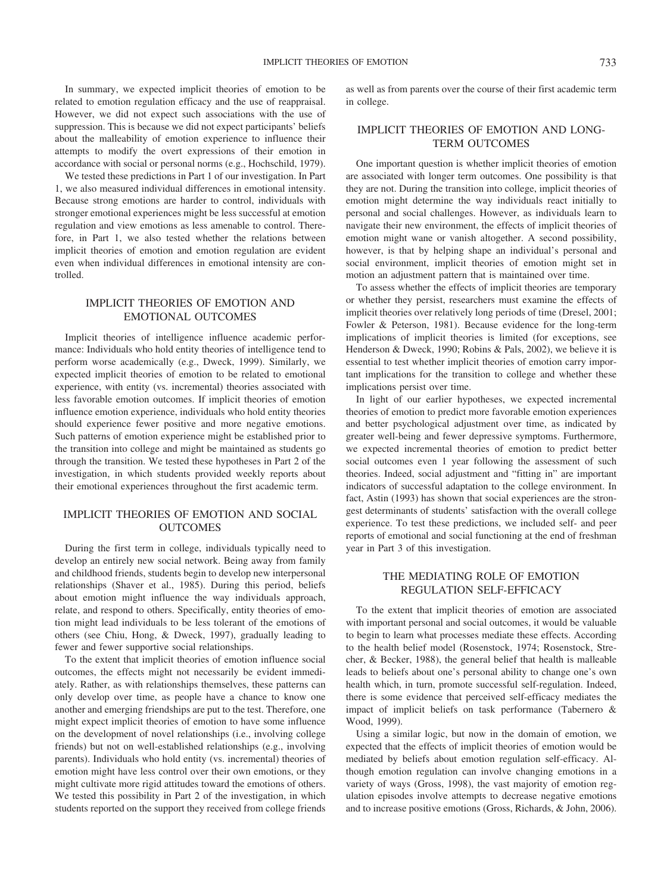In summary, we expected implicit theories of emotion to be related to emotion regulation efficacy and the use of reappraisal. However, we did not expect such associations with the use of suppression. This is because we did not expect participants' beliefs about the malleability of emotion experience to influence their attempts to modify the overt expressions of their emotion in accordance with social or personal norms (e.g., Hochschild, 1979).

We tested these predictions in Part 1 of our investigation. In Part 1, we also measured individual differences in emotional intensity. Because strong emotions are harder to control, individuals with stronger emotional experiences might be less successful at emotion regulation and view emotions as less amenable to control. Therefore, in Part 1, we also tested whether the relations between implicit theories of emotion and emotion regulation are evident even when individual differences in emotional intensity are controlled.

## IMPLICIT THEORIES OF EMOTION AND EMOTIONAL OUTCOMES

Implicit theories of intelligence influence academic performance: Individuals who hold entity theories of intelligence tend to perform worse academically (e.g., Dweck, 1999). Similarly, we expected implicit theories of emotion to be related to emotional experience, with entity (vs. incremental) theories associated with less favorable emotion outcomes. If implicit theories of emotion influence emotion experience, individuals who hold entity theories should experience fewer positive and more negative emotions. Such patterns of emotion experience might be established prior to the transition into college and might be maintained as students go through the transition. We tested these hypotheses in Part 2 of the investigation, in which students provided weekly reports about their emotional experiences throughout the first academic term.

## IMPLICIT THEORIES OF EMOTION AND SOCIAL OUTCOMES

During the first term in college, individuals typically need to develop an entirely new social network. Being away from family and childhood friends, students begin to develop new interpersonal relationships (Shaver et al., 1985). During this period, beliefs about emotion might influence the way individuals approach, relate, and respond to others. Specifically, entity theories of emotion might lead individuals to be less tolerant of the emotions of others (see Chiu, Hong, & Dweck, 1997), gradually leading to fewer and fewer supportive social relationships.

To the extent that implicit theories of emotion influence social outcomes, the effects might not necessarily be evident immediately. Rather, as with relationships themselves, these patterns can only develop over time, as people have a chance to know one another and emerging friendships are put to the test. Therefore, one might expect implicit theories of emotion to have some influence on the development of novel relationships (i.e., involving college friends) but not on well-established relationships (e.g., involving parents). Individuals who hold entity (vs. incremental) theories of emotion might have less control over their own emotions, or they might cultivate more rigid attitudes toward the emotions of others. We tested this possibility in Part 2 of the investigation, in which students reported on the support they received from college friends as well as from parents over the course of their first academic term in college.

## IMPLICIT THEORIES OF EMOTION AND LONG-TERM OUTCOMES

One important question is whether implicit theories of emotion are associated with longer term outcomes. One possibility is that they are not. During the transition into college, implicit theories of emotion might determine the way individuals react initially to personal and social challenges. However, as individuals learn to navigate their new environment, the effects of implicit theories of emotion might wane or vanish altogether. A second possibility, however, is that by helping shape an individual's personal and social environment, implicit theories of emotion might set in motion an adjustment pattern that is maintained over time.

To assess whether the effects of implicit theories are temporary or whether they persist, researchers must examine the effects of implicit theories over relatively long periods of time (Dresel, 2001; Fowler & Peterson, 1981). Because evidence for the long-term implications of implicit theories is limited (for exceptions, see Henderson & Dweck, 1990; Robins & Pals, 2002), we believe it is essential to test whether implicit theories of emotion carry important implications for the transition to college and whether these implications persist over time.

In light of our earlier hypotheses, we expected incremental theories of emotion to predict more favorable emotion experiences and better psychological adjustment over time, as indicated by greater well-being and fewer depressive symptoms. Furthermore, we expected incremental theories of emotion to predict better social outcomes even 1 year following the assessment of such theories. Indeed, social adjustment and "fitting in" are important indicators of successful adaptation to the college environment. In fact, Astin (1993) has shown that social experiences are the strongest determinants of students' satisfaction with the overall college experience. To test these predictions, we included self- and peer reports of emotional and social functioning at the end of freshman year in Part 3 of this investigation.

## THE MEDIATING ROLE OF EMOTION REGULATION SELF-EFFICACY

To the extent that implicit theories of emotion are associated with important personal and social outcomes, it would be valuable to begin to learn what processes mediate these effects. According to the health belief model (Rosenstock, 1974; Rosenstock, Strecher, & Becker, 1988), the general belief that health is malleable leads to beliefs about one's personal ability to change one's own health which, in turn, promote successful self-regulation. Indeed, there is some evidence that perceived self-efficacy mediates the impact of implicit beliefs on task performance (Tabernero & Wood, 1999).

Using a similar logic, but now in the domain of emotion, we expected that the effects of implicit theories of emotion would be mediated by beliefs about emotion regulation self-efficacy. Although emotion regulation can involve changing emotions in a variety of ways (Gross, 1998), the vast majority of emotion regulation episodes involve attempts to decrease negative emotions and to increase positive emotions (Gross, Richards, & John, 2006).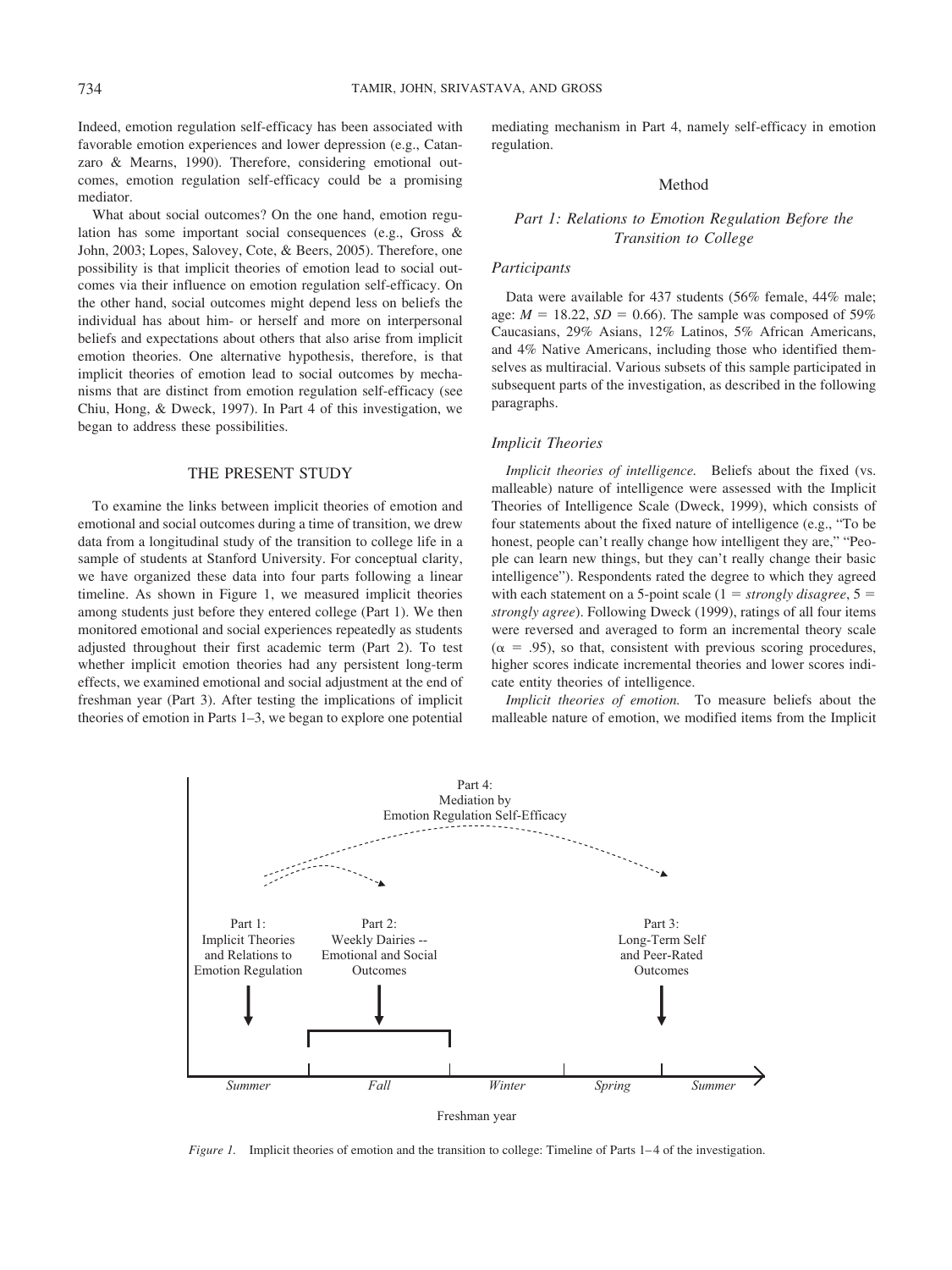Indeed, emotion regulation self-efficacy has been associated with favorable emotion experiences and lower depression (e.g., Catanzaro & Mearns, 1990). Therefore, considering emotional outcomes, emotion regulation self-efficacy could be a promising mediator.

What about social outcomes? On the one hand, emotion regulation has some important social consequences (e.g., Gross & John, 2003; Lopes, Salovey, Cote, & Beers, 2005). Therefore, one possibility is that implicit theories of emotion lead to social outcomes via their influence on emotion regulation self-efficacy. On the other hand, social outcomes might depend less on beliefs the individual has about him- or herself and more on interpersonal beliefs and expectations about others that also arise from implicit emotion theories. One alternative hypothesis, therefore, is that implicit theories of emotion lead to social outcomes by mechanisms that are distinct from emotion regulation self-efficacy (see Chiu, Hong, & Dweck, 1997). In Part 4 of this investigation, we began to address these possibilities.

## THE PRESENT STUDY

To examine the links between implicit theories of emotion and emotional and social outcomes during a time of transition, we drew data from a longitudinal study of the transition to college life in a sample of students at Stanford University. For conceptual clarity, we have organized these data into four parts following a linear timeline. As shown in Figure 1, we measured implicit theories among students just before they entered college (Part 1). We then monitored emotional and social experiences repeatedly as students adjusted throughout their first academic term (Part 2). To test whether implicit emotion theories had any persistent long-term effects, we examined emotional and social adjustment at the end of freshman year (Part 3). After testing the implications of implicit theories of emotion in Parts 1–3, we began to explore one potential mediating mechanism in Part 4, namely self-efficacy in emotion regulation.

## Method

### *Part 1: Relations to Emotion Regulation Before the Transition to College*

#### *Participants*

Data were available for 437 students (56% female, 44% male; age: $M = 18.22$, $SD = 0.66$). The sample was composed of 59% Caucasians, 29% Asians, 12% Latinos, 5% African Americans, and 4% Native Americans, including those who identified themselves as multiracial. Various subsets of this sample participated in subsequent parts of the investigation, as described in the following paragraphs.

#### *Implicit Theories*

*Implicit theories of intelligence.* Beliefs about the fixed (vs. malleable) nature of intelligence were assessed with the Implicit Theories of Intelligence Scale (Dweck, 1999), which consists of four statements about the fixed nature of intelligence (e.g., "To be honest, people can't really change how intelligent they are," "People can learn new things, but they can't really change their basic intelligence"). Respondents rated the degree to which they agreed with each statement on a 5-point scale (1 = *strongly disagree*, 5 = *strongly agree*). Following Dweck (1999), ratings of all four items were reversed and averaged to form an incremental theory scale ($\alpha = .95$), so that, consistent with previous scoring procedures, higher scores indicate incremental theories and lower scores indicate entity theories of intelligence.

*Implicit theories of emotion.* To measure beliefs about the malleable nature of emotion, we modified items from the Implicit

Part 4: Mediation by Emotion Regulation Self-Efficacy

Part 1: Implicit Theories and Relations to Emotion Regulation

Part 2: Weekly Dairies -- Emotional and Social Outcomes

Part 3: Long-Term Self and Peer-Rated Outcomes

Summer | Fall | Winter | Spring | Summer

Freshman year

*Figure 1.* Implicit theories of emotion and the transition to college: Timeline of Parts 1–4 of the investigation.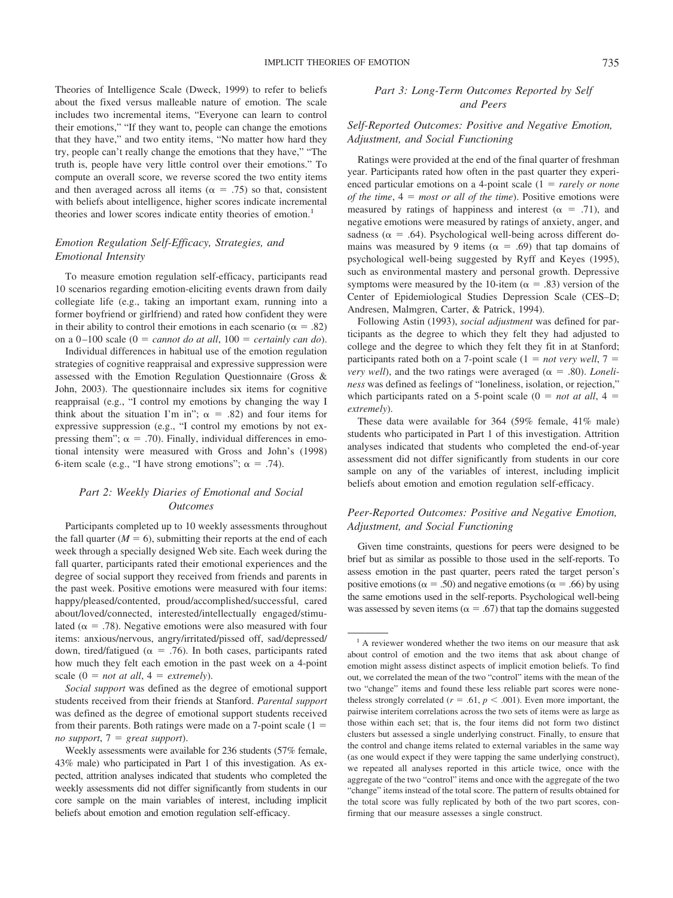Theories of Intelligence Scale (Dweck, 1999) to refer to beliefs about the fixed versus malleable nature of emotion. The scale includes two incremental items, "Everyone can learn to control their emotions," "If they want to, people can change the emotions that they have," and two entity items, "No matter how hard they try, people can't really change the emotions that they have," "The truth is, people have very little control over their emotions." To compute an overall score, we reverse scored the two entity items and then averaged across all items ($\alpha = .75$) so that, consistent with beliefs about intelligence, higher scores indicate incremental theories and lower scores indicate entity theories of emotion.[1]

### Emotion Regulation Self-Efficacy, Strategies, and Emotional Intensity

To measure emotion regulation self-efficacy, participants read 10 scenarios regarding emotion-eliciting events drawn from daily collegiate life (e.g., taking an important exam, running into a former boyfriend or girlfriend) and rated how confident they were in their ability to control their emotions in each scenario ($\alpha = .82$) on a 0–100 scale (0 = *cannot do at all*, 100 = *certainly can do*).

Individual differences in habitual use of the emotion regulation strategies of cognitive reappraisal and expressive suppression were assessed with the Emotion Regulation Questionnaire (Gross & John, 2003). The questionnaire includes six items for cognitive reappraisal (e.g., "I control my emotions by changing the way I think about the situation I'm in"; $\alpha = .82$) and four items for expressive suppression (e.g., "I control my emotions by not expressing them"; $\alpha = .70$). Finally, individual differences in emotional intensity were measured with Gross and John's (1998) 6-item scale (e.g., "I have strong emotions"; $\alpha = .74$).

## Part 2: Weekly Diaries of Emotional and Social Outcomes

Participants completed up to 10 weekly assessments throughout the fall quarter ($M = 6$), submitting their reports at the end of each week through a specially designed Web site. Each week during the fall quarter, participants rated their emotional experiences and the degree of social support they received from friends and parents in the past week. Positive emotions were measured with four items: happy/pleased/contented, proud/accomplished/successful, cared about/loved/connected, interested/intellectually engaged/stimulated ($\alpha = .78$). Negative emotions were also measured with four items: anxious/nervous, angry/irritated/pissed off, sad/depressed/down, tired/fatigued ($\alpha = .76$). In both cases, participants rated how much they felt each emotion in the past week on a 4-point scale (0 = *not at all*, 4 = *extremely*).

*Social support* was defined as the degree of emotional support students received from their friends at Stanford. *Parental support* was defined as the degree of emotional support students received from their parents. Both ratings were made on a 7-point scale (1 = *no support*, 7 = *great support*).

Weekly assessments were available for 236 students (57% female, 43% male) who participated in Part 1 of this investigation. As expected, attrition analyses indicated that students who completed the weekly assessments did not differ significantly from students in our core sample on the main variables of interest, including implicit beliefs about emotion and emotion regulation self-efficacy.

## Part 3: Long-Term Outcomes Reported by Self and Peers

### Self-Reported Outcomes: Positive and Negative Emotion, Adjustment, and Social Functioning

Ratings were provided at the end of the final quarter of freshman year. Participants rated how often in the past quarter they experienced particular emotions on a 4-point scale (1 = *rarely or none of the time*, 4 = *most or all of the time*). Positive emotions were measured by ratings of happiness and interest ($\alpha = .71$), and negative emotions were measured by ratings of anxiety, anger, and sadness ($\alpha = .64$). Psychological well-being across different domains was measured by 9 items ($\alpha = .69$) that tap domains of psychological well-being suggested by Ryff and Keyes (1995), such as environmental mastery and personal growth. Depressive symptoms were measured by the 10-item ($\alpha = .83$) version of the Center of Epidemiological Studies Depression Scale (CES–D; Andresen, Malmgren, Carter, & Patrick, 1994).

Following Astin (1993), *social adjustment* was defined for participants as the degree to which they felt they had adjusted to college and the degree to which they felt they fit in at Stanford; participants rated both on a 7-point scale (1 = *not very well*, 7 = *very well*), and the two ratings were averaged ($\alpha = .80$). *Loneliness* was defined as feelings of "loneliness, isolation, or rejection," which participants rated on a 5-point scale (0 = *not at all*, 4 = *extremely*).

These data were available for 364 (59% female, 41% male) students who participated in Part 1 of this investigation. Attrition analyses indicated that students who completed the end-of-year assessment did not differ significantly from students in our core sample on any of the variables of interest, including implicit beliefs about emotion and emotion regulation self-efficacy.

### Peer-Reported Outcomes: Positive and Negative Emotion, Adjustment, and Social Functioning

Given time constraints, questions for peers were designed to be brief but as similar as possible to those used in the self-reports. To assess emotion in the past quarter, peers rated the target person's positive emotions ($\alpha = .50$) and negative emotions ($\alpha = .66$) by using the same emotions used in the self-reports. Psychological well-being was assessed by seven items ($\alpha = .67$) that tap the domains suggested

---

[1] A reviewer wondered whether the two items on our measure that ask about control of emotion and the two items that ask about change of emotion might assess distinct aspects of implicit emotion beliefs. To find out, we correlated the mean of the two "control" items with the mean of the two "change" items and found these less reliable part scores were nonetheless strongly correlated ($r = .61$, $p < .001$). Even more important, the pairwise interitem correlations across the two sets of items were as large as those within each set; that is, the four items did not form two distinct clusters but assessed a single underlying construct. Finally, to ensure that the control and change items related to external variables in the same way (as one would expect if they were tapping the same underlying construct), we repeated all analyses reported in this article twice, once with the aggregate of the two "control" items and once with the aggregate of the two "change" items instead of the total score. The pattern of results obtained for the total score was fully replicated by both of the two part scores, confirming that our measure assesses a single construct.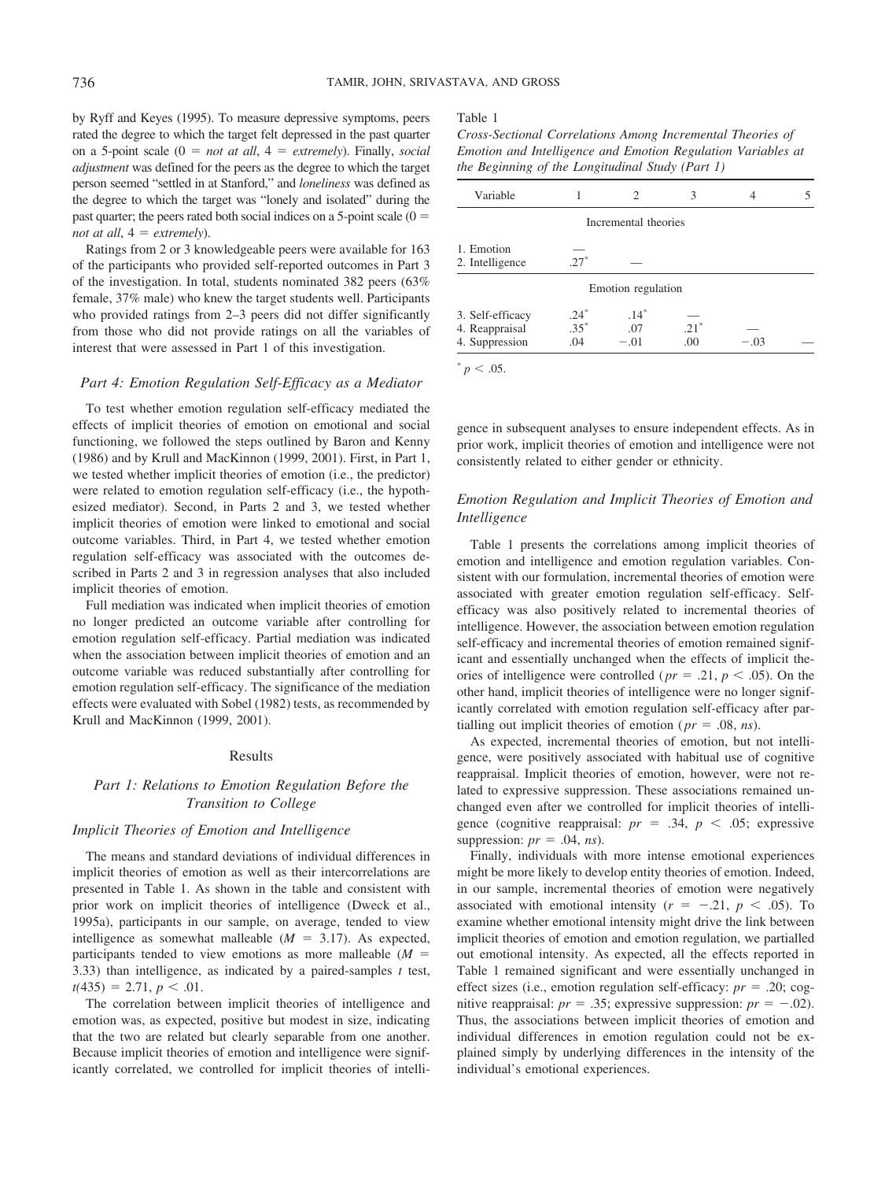by Ryff and Keyes (1995). To measure depressive symptoms, peers rated the degree to which the target felt depressed in the past quarter on a 5-point scale (0 = *not at all*, 4 = *extremely*). Finally, *social adjustment* was defined for the peers as the degree to which the target person seemed "settled in at Stanford," and *loneliness* was defined as the degree to which the target was "lonely and isolated" during the past quarter; the peers rated both social indices on a 5-point scale (0 = *not at all*, 4 = *extremely*).

Ratings from 2 or 3 knowledgeable peers were available for 163 of the participants who provided self-reported outcomes in Part 3 of the investigation. In total, students nominated 382 peers (63% female, 37% male) who knew the target students well. Participants who provided ratings from 2–3 peers did not differ significantly from those who did not provide ratings on all the variables of interest that were assessed in Part 1 of this investigation.

### *Part 4: Emotion Regulation Self-Efficacy as a Mediator*

To test whether emotion regulation self-efficacy mediated the effects of implicit theories of emotion on emotional and social functioning, we followed the steps outlined by Baron and Kenny (1986) and by Krull and MacKinnon (1999, 2001). First, in Part 1, we tested whether implicit theories of emotion (i.e., the predictor) were related to emotion regulation self-efficacy (i.e., the hypothesized mediator). Second, in Parts 2 and 3, we tested whether implicit theories of emotion were linked to emotional and social outcome variables. Third, in Part 4, we tested whether emotion regulation self-efficacy was associated with the outcomes described in Parts 2 and 3 in regression analyses that also included implicit theories of emotion.

Full mediation was indicated when implicit theories of emotion no longer predicted an outcome variable after controlling for emotion regulation self-efficacy. Partial mediation was indicated when the association between implicit theories of emotion and an outcome variable was reduced substantially after controlling for emotion regulation self-efficacy. The significance of the mediation effects were evaluated with Sobel (1982) tests, as recommended by Krull and MacKinnon (1999, 2001).

## Results

### *Part 1: Relations to Emotion Regulation Before the Transition to College*

### *Implicit Theories of Emotion and Intelligence*

The means and standard deviations of individual differences in implicit theories of emotion as well as their intercorrelations are presented in Table 1. As shown in the table and consistent with prior work on implicit theories of intelligence (Dweck et al., 1995a), participants in our sample, on average, tended to view intelligence as somewhat malleable ($M = 3.17$). As expected, participants tended to view emotions as more malleable ($M = 3.33$) than intelligence, as indicated by a paired-samples $t$ test, $t(435) = 2.71$, $p < .01$.

The correlation between implicit theories of intelligence and emotion was, as expected, positive but modest in size, indicating that the two are related but clearly separable from one another. Because implicit theories of emotion and intelligence were significantly correlated, we controlled for implicit theories of intelligence in subsequent analyses to ensure independent effects. As in prior work, implicit theories of emotion and intelligence were not consistently related to either gender or ethnicity.

Table 1
*Cross-Sectional Correlations Among Incremental Theories of Emotion and Intelligence and Emotion Regulation Variables at the Beginning of the Longitudinal Study (Part 1)*

| Variable | 1 | 2 | 3 | 4 | 5 |
|---|---|---|---|---|---|
| | | Incremental theories | | | |
| 1. Emotion | — | | | | |
| 2. Intelligence | .27* | — | | | |
| | | Emotion regulation | | | |
| 3. Self-efficacy | .24* | .14* | — | | |
| 4. Reappraisal | .35* | .07 | .21* | — | |
| 4. Suppression | .04 | −.01 | .00 | −.03 | — |

* $p < .05$.

### *Emotion Regulation and Implicit Theories of Emotion and Intelligence*

Table 1 presents the correlations among implicit theories of emotion and intelligence and emotion regulation variables. Consistent with our formulation, incremental theories of emotion were associated with greater emotion regulation self-efficacy. Self-efficacy was also positively related to incremental theories of intelligence. However, the association between emotion regulation self-efficacy and incremental theories of emotion remained significant and essentially unchanged when the effects of implicit theories of intelligence were controlled ($pr = .21$, $p < .05$). On the other hand, implicit theories of intelligence were no longer significantly correlated with emotion regulation self-efficacy after partialling out implicit theories of emotion ($pr = .08$, *ns*).

As expected, incremental theories of emotion, but not intelligence, were positively associated with habitual use of cognitive reappraisal. Implicit theories of emotion, however, were not related to expressive suppression. These associations remained unchanged even after we controlled for implicit theories of intelligence (cognitive reappraisal: $pr = .34$, $p < .05$; expressive suppression: $pr = .04$, *ns*).

Finally, individuals with more intense emotional experiences might be more likely to develop entity theories of emotion. Indeed, in our sample, incremental theories of emotion were negatively associated with emotional intensity ($r = -.21$, $p < .05$). To examine whether emotional intensity might drive the link between implicit theories of emotion and emotion regulation, we partialled out emotional intensity. As expected, all the effects reported in Table 1 remained significant and were essentially unchanged in effect sizes (i.e., emotion regulation self-efficacy: $pr = .20$; cognitive reappraisal: $pr = .35$; expressive suppression: $pr = -.02$). Thus, the associations between implicit theories of emotion and individual differences in emotion regulation could not be explained simply by underlying differences in the intensity of the individual's emotional experiences.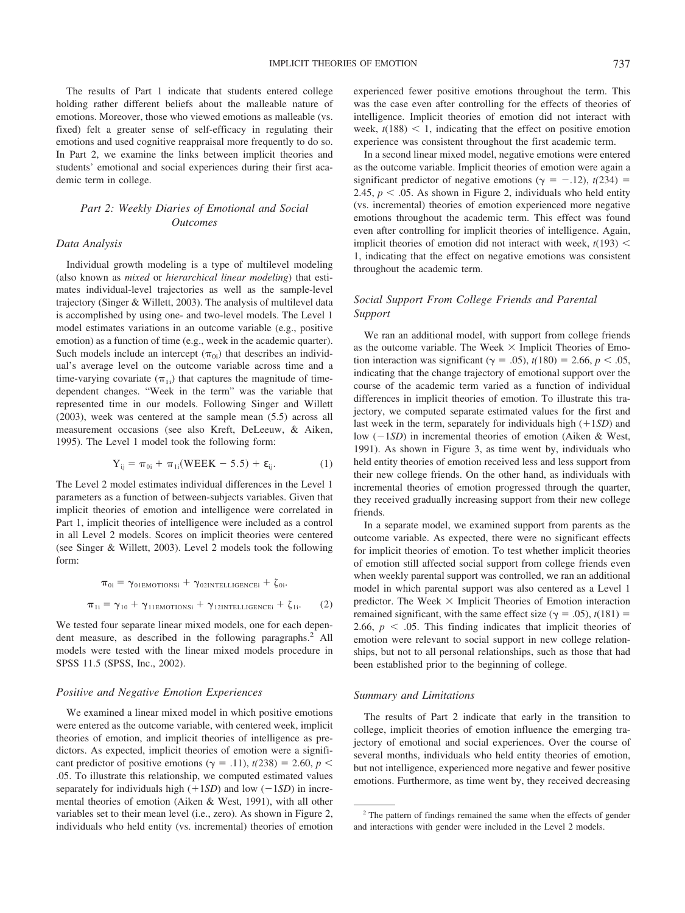The results of Part 1 indicate that students entered college holding rather different beliefs about the malleable nature of emotions. Moreover, those who viewed emotions as malleable (vs. fixed) felt a greater sense of self-efficacy in regulating their emotions and used cognitive reappraisal more frequently to do so. In Part 2, we examine the links between implicit theories and students' emotional and social experiences during their first academic term in college.

## Part 2: Weekly Diaries of Emotional and Social Outcomes

### Data Analysis

Individual growth modeling is a type of multilevel modeling (also known as *mixed* or *hierarchical linear modeling*) that estimates individual-level trajectories as well as the sample-level trajectory (Singer & Willett, 2003). The analysis of multilevel data is accomplished by using one- and two-level models. The Level 1 model estimates variations in an outcome variable (e.g., positive emotion) as a function of time (e.g., week in the academic quarter). Such models include an intercept ($\pi_{0i}$) that describes an individual's average level on the outcome variable across time and a time-varying covariate ($\pi_{1i}$) that captures the magnitude of time-dependent changes. "Week in the term" was the variable that represented time in our models. Following Singer and Willett (2003), week was centered at the sample mean (5.5) across all measurement occasions (see also Kreft, DeLeeuw, & Aiken, 1995). The Level 1 model took the following form:

$$Y_{ij} = \pi_{0i} + \pi_{1i}(\text{WEEK} - 5.5) + \varepsilon_{ij}. \quad (1)$$

The Level 2 model estimates individual differences in the Level 1 parameters as a function of between-subjects variables. Given that implicit theories of emotion and intelligence were correlated in Part 1, implicit theories of intelligence were included as a control in all Level 2 models. Scores on implicit theories were centered (see Singer & Willett, 2003). Level 2 models took the following form:

$$\pi_{0i} = \gamma_{01\text{EMOTIONS}i} + \gamma_{02\text{INTELLIGENCE}i} + \zeta_{0i}.$$

$$\pi_{1i} = \gamma_{10} + \gamma_{11\text{EMOTIONS}i} + \gamma_{12\text{INTELLIGENCE}i} + \zeta_{1i}. \quad (2)$$

We tested four separate linear mixed models, one for each dependent measure, as described in the following paragraphs.[2] All models were tested with the linear mixed models procedure in SPSS 11.5 (SPSS, Inc., 2002).

### Positive and Negative Emotion Experiences

We examined a linear mixed model in which positive emotions were entered as the outcome variable, with centered week, implicit theories of emotion, and implicit theories of intelligence as predictors. As expected, implicit theories of emotion were a significant predictor of positive emotions ($\gamma = .11$), $t(238) = 2.60$, $p < .05$. To illustrate this relationship, we computed estimated values separately for individuals high ($+1SD$) and low ($-1SD$) in incremental theories of emotion (Aiken & West, 1991), with all other variables set to their mean level (i.e., zero). As shown in Figure 2, individuals who held entity (vs. incremental) theories of emotion experienced fewer positive emotions throughout the term. This was the case even after controlling for the effects of theories of intelligence. Implicit theories of emotion did not interact with week, $t(188) < 1$, indicating that the effect on positive emotion experience was consistent throughout the first academic term.

In a second linear mixed model, negative emotions were entered as the outcome variable. Implicit theories of emotion were again a significant predictor of negative emotions ($\gamma = -.12$), $t(234) = 2.45$, $p < .05$. As shown in Figure 2, individuals who held entity (vs. incremental) theories of emotion experienced more negative emotions throughout the academic term. This effect was found even after controlling for implicit theories of intelligence. Again, implicit theories of emotion did not interact with week, $t(193) < 1$, indicating that the effect on negative emotions was consistent throughout the academic term.

### Social Support From College Friends and Parental Support

We ran an additional model, with support from college friends as the outcome variable. The Week × Implicit Theories of Emotion interaction was significant ($\gamma = .05$), $t(180) = 2.66$, $p < .05$, indicating that the change trajectory of emotional support over the course of the academic term varied as a function of individual differences in implicit theories of emotion. To illustrate this trajectory, we computed separate estimated values for the first and last week in the term, separately for individuals high ($+1SD$) and low ($-1SD$) in incremental theories of emotion (Aiken & West, 1991). As shown in Figure 3, as time went by, individuals who held entity theories of emotion received less and less support from their new college friends. On the other hand, as individuals with incremental theories of emotion progressed through the quarter, they received gradually increasing support from their new college friends.

In a separate model, we examined support from parents as the outcome variable. As expected, there were no significant effects for implicit theories of emotion. To test whether implicit theories of emotion still affected social support from college friends even when weekly parental support was controlled, we ran an additional model in which parental support was also centered as a Level 1 predictor. The Week × Implicit Theories of Emotion interaction remained significant, with the same effect size ($\gamma = .05$), $t(181) = 2.66$, $p < .05$. This finding indicates that implicit theories of emotion were relevant to social support in new college relationships, but not to all personal relationships, such as those that had been established prior to the beginning of college.

### Summary and Limitations

The results of Part 2 indicate that early in the transition to college, implicit theories of emotion influence the emerging trajectory of emotional and social experiences. Over the course of several months, individuals who held entity theories of emotion, but not intelligence, experienced more negative and fewer positive emotions. Furthermore, as time went by, they received decreasing

[2] The pattern of findings remained the same when the effects of gender and interactions with gender were included in the Level 2 models.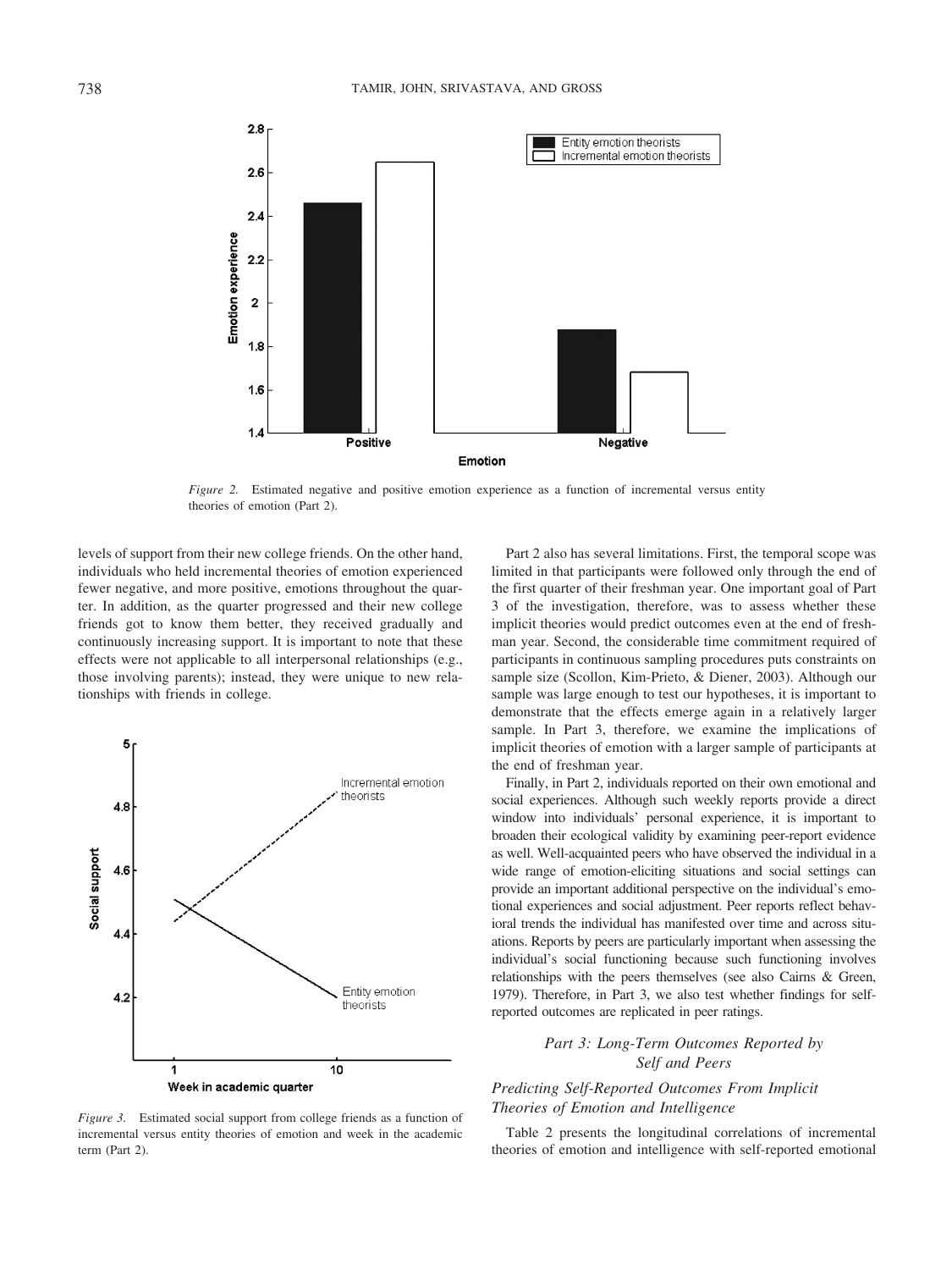*Figure 2.* Estimated negative and positive emotion experience as a function of incremental versus entity theories of emotion (Part 2).

levels of support from their new college friends. On the other hand, individuals who held incremental theories of emotion experienced fewer negative, and more positive, emotions throughout the quarter. In addition, as the quarter progressed and their new college friends got to know them better, they received gradually and continuously increasing support. It is important to note that these effects were not applicable to all interpersonal relationships (e.g., those involving parents); instead, they were unique to new relationships with friends in college.

*Figure 3.* Estimated social support from college friends as a function of incremental versus entity theories of emotion and week in the academic term (Part 2).

Part 2 also has several limitations. First, the temporal scope was limited in that participants were followed only through the end of the first quarter of their freshman year. One important goal of Part 3 of the investigation, therefore, was to assess whether these implicit theories would predict outcomes even at the end of freshman year. Second, the considerable time commitment required of participants in continuous sampling procedures puts constraints on sample size (Scollon, Kim-Prieto, & Diener, 2003). Although our sample was large enough to test our hypotheses, it is important to demonstrate that the effects emerge again in a relatively larger sample. In Part 3, therefore, we examine the implications of implicit theories of emotion with a larger sample of participants at the end of freshman year.

Finally, in Part 2, individuals reported on their own emotional and social experiences. Although such weekly reports provide a direct window into individuals' personal experience, it is important to broaden their ecological validity by examining peer-report evidence as well. Well-acquainted peers who have observed the individual in a wide range of emotion-eliciting situations and social settings can provide an important additional perspective on the individual's emotional experiences and social adjustment. Peer reports reflect behavioral trends the individual has manifested over time and across situations. Reports by peers are particularly important when assessing the individual's social functioning because such functioning involves relationships with the peers themselves (see also Cairns & Green, 1979). Therefore, in Part 3, we also test whether findings for self-reported outcomes are replicated in peer ratings.

## *Part 3: Long-Term Outcomes Reported by Self and Peers*

### *Predicting Self-Reported Outcomes From Implicit Theories of Emotion and Intelligence*

Table 2 presents the longitudinal correlations of incremental theories of emotion and intelligence with self-reported emotional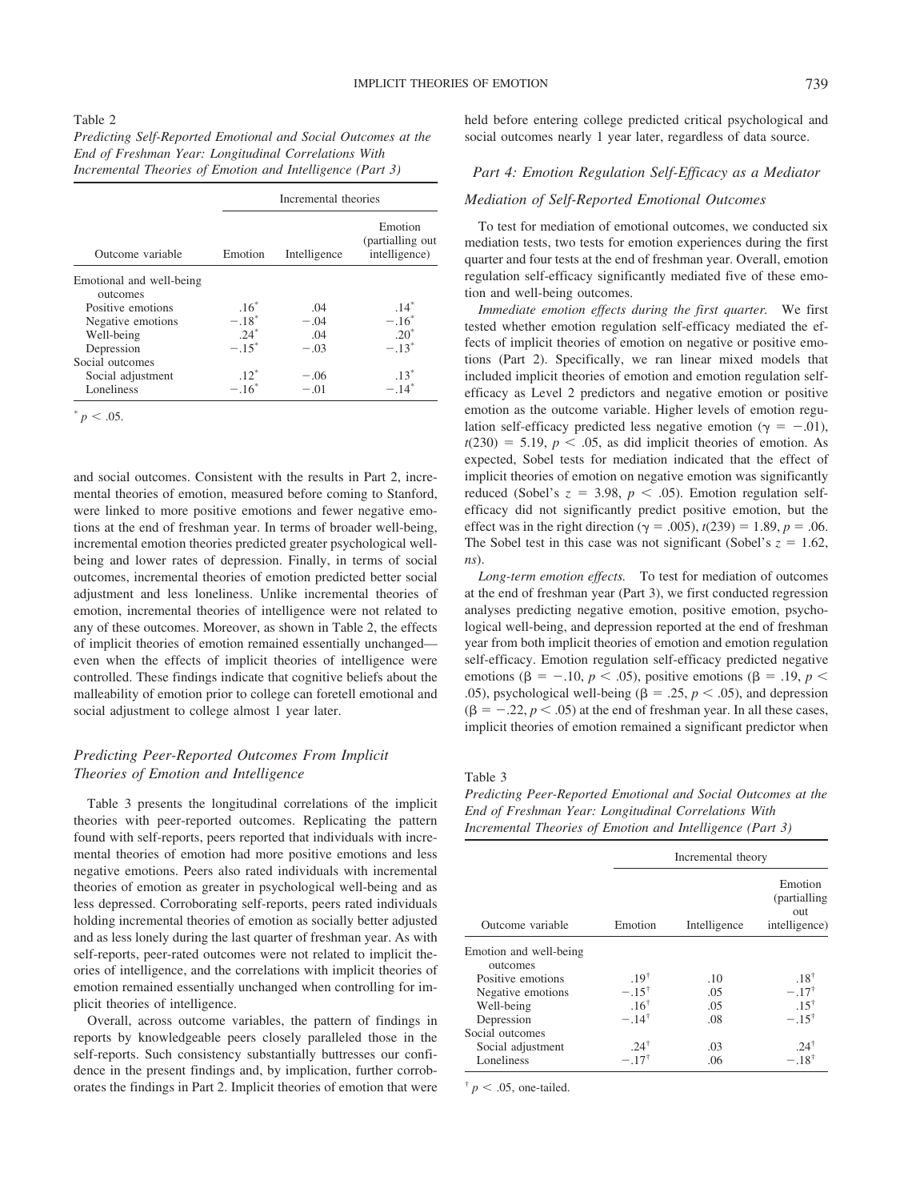Table 2

*Predicting Self-Reported Emotional and Social Outcomes at the End of Freshman Year: Longitudinal Correlations With Incremental Theories of Emotion and Intelligence (Part 3)*

| | Incremental theories | | |
|---|---|---|---|
| Outcome variable | Emotion | Intelligence | Emotion (partialling out intelligence) |
| Emotional and well-being outcomes | | | |
| Positive emotions | .16* | .04 | .14* |
| Negative emotions | −.18* | −.04 | −.16* |
| Well-being | .24* | .04 | .20* |
| Depression | −.15* | −.03 | −.13* |
| Social outcomes | | | |
| Social adjustment | .12* | −.06 | .13* |
| Loneliness | −.16* | −.01 | −.14* |

\* $p < .05$.

and social outcomes. Consistent with the results in Part 2, incremental theories of emotion, measured before coming to Stanford, were linked to more positive emotions and fewer negative emotions at the end of freshman year. In terms of broader well-being, incremental emotion theories predicted greater psychological well-being and lower rates of depression. Finally, in terms of social outcomes, incremental theories of emotion predicted better social adjustment and less loneliness. Unlike incremental theories of emotion, incremental theories of intelligence were not related to any of these outcomes. Moreover, as shown in Table 2, the effects of implicit theories of emotion remained essentially unchanged—even when the effects of implicit theories of intelligence were controlled. These findings indicate that cognitive beliefs about the malleability of emotion prior to college can foretell emotional and social adjustment to college almost 1 year later.

### *Predicting Peer-Reported Outcomes From Implicit Theories of Emotion and Intelligence*

Table 3 presents the longitudinal correlations of the implicit theories with peer-reported outcomes. Replicating the pattern found with self-reports, peers reported that individuals with incremental theories of emotion had more positive emotions and less negative emotions. Peers also rated individuals with incremental theories of emotion as greater in psychological well-being and as less depressed. Corroborating self-reports, peers rated individuals holding incremental theories of emotion as socially better adjusted and as less lonely during the last quarter of freshman year. As with self-reports, peer-rated outcomes were not related to implicit theories of intelligence, and the correlations with implicit theories of emotion remained essentially unchanged when controlling for implicit theories of intelligence.

Overall, across outcome variables, the pattern of findings in reports by knowledgeable peers closely paralleled those in the self-reports. Such consistency substantially buttresses our confidence in the present findings and, by implication, further corroborates the findings in Part 2. Implicit theories of emotion that were held before entering college predicted critical psychological and social outcomes nearly 1 year later, regardless of data source.

## *Part 4: Emotion Regulation Self-Efficacy as a Mediator*

### *Mediation of Self-Reported Emotional Outcomes*

To test for mediation of emotional outcomes, we conducted six mediation tests, two tests for emotion experiences during the first quarter and four tests at the end of freshman year. Overall, emotion regulation self-efficacy significantly mediated five of these emotion and well-being outcomes.

*Immediate emotion effects during the first quarter.* We first tested whether emotion regulation self-efficacy mediated the effects of implicit theories of emotion on negative or positive emotions (Part 2). Specifically, we ran linear mixed models that included implicit theories of emotion and emotion regulation self-efficacy as Level 2 predictors and negative emotion or positive emotion as the outcome variable. Higher levels of emotion regulation self-efficacy predicted less negative emotion ($\gamma = -.01$), $t(230) = 5.19$, $p < .05$, as did implicit theories of emotion. As expected, Sobel tests for mediation indicated that the effect of implicit theories of emotion on negative emotion was significantly reduced (Sobel's $z = 3.98$, $p < .05$). Emotion regulation self-efficacy did not significantly predict positive emotion, but the effect was in the right direction ($\gamma = .005$), $t(239) = 1.89$, $p = .06$. The Sobel test in this case was not significant (Sobel's $z = 1.62$, *ns*).

*Long-term emotion effects.* To test for mediation of outcomes at the end of freshman year (Part 3), we first conducted regression analyses predicting negative emotion, positive emotion, psychological well-being, and depression reported at the end of freshman year from both implicit theories of emotion and emotion regulation self-efficacy. Emotion regulation self-efficacy predicted negative emotions ($\beta = -.10$, $p < .05$), positive emotions ($\beta = .19$, $p < .05$), psychological well-being ($\beta = .25$, $p < .05$), and depression ($\beta = -.22$, $p < .05$) at the end of freshman year. In all these cases, implicit theories of emotion remained a significant predictor when

Table 3

*Predicting Peer-Reported Emotional and Social Outcomes at the End of Freshman Year: Longitudinal Correlations With Incremental Theories of Emotion and Intelligence (Part 3)*

| | Incremental theory | | |
|---|---|---|---|
| Outcome variable | Emotion | Intelligence | Emotion (partialling out intelligence) |
| Emotion and well-being outcomes | | | |
| Positive emotions | .19† | .10 | .18† |
| Negative emotions | −.15† | .05 | −.17† |
| Well-being | .16† | .05 | .15† |
| Depression | −.14† | .08 | −.15† |
| Social outcomes | | | |
| Social adjustment | .24† | .03 | .24† |
| Loneliness | −.17† | .06 | −.18† |

† $p < .05$, one-tailed.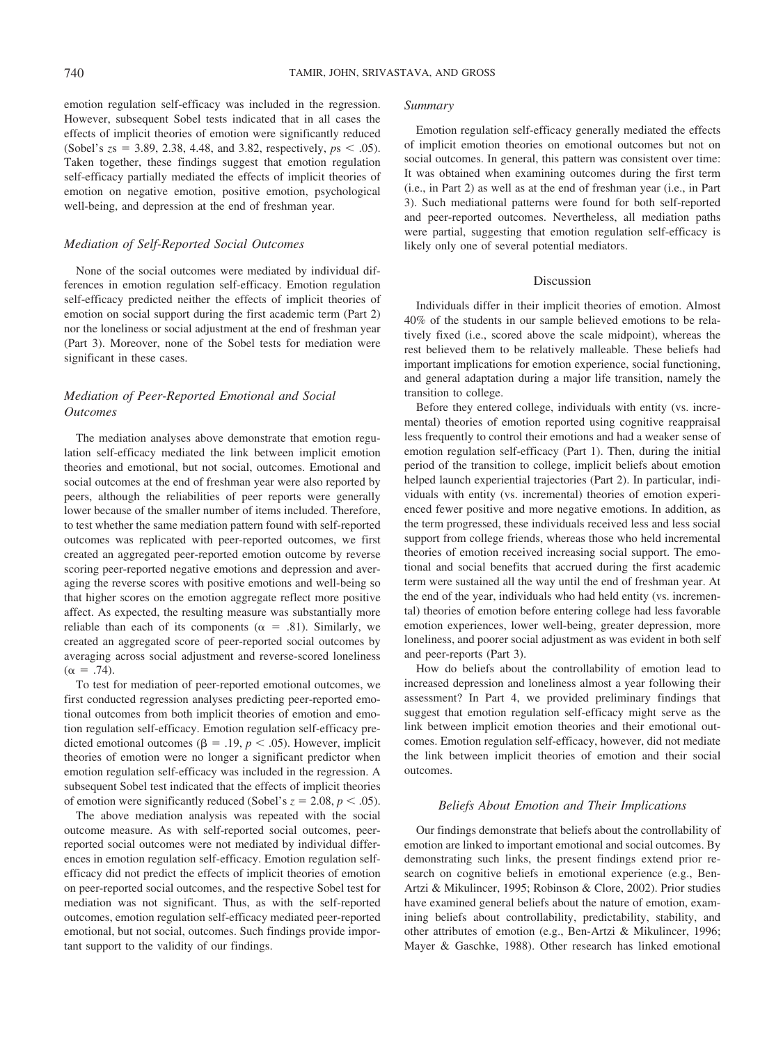emotion regulation self-efficacy was included in the regression. However, subsequent Sobel tests indicated that in all cases the effects of implicit theories of emotion were significantly reduced (Sobel's $z$s = 3.89, 2.38, 4.48, and 3.82, respectively, $p$s $< .05$). Taken together, these findings suggest that emotion regulation self-efficacy partially mediated the effects of implicit theories of emotion on negative emotion, positive emotion, psychological well-being, and depression at the end of freshman year.

### *Mediation of Self-Reported Social Outcomes*

None of the social outcomes were mediated by individual differences in emotion regulation self-efficacy. Emotion regulation self-efficacy predicted neither the effects of implicit theories of emotion on social support during the first academic term (Part 2) nor the loneliness or social adjustment at the end of freshman year (Part 3). Moreover, none of the Sobel tests for mediation were significant in these cases.

### *Mediation of Peer-Reported Emotional and Social Outcomes*

The mediation analyses above demonstrate that emotion regulation self-efficacy mediated the link between implicit emotion theories and emotional, but not social, outcomes. Emotional and social outcomes at the end of freshman year were also reported by peers, although the reliabilities of peer reports were generally lower because of the smaller number of items included. Therefore, to test whether the same mediation pattern found with self-reported outcomes was replicated with peer-reported outcomes, we first created an aggregated peer-reported emotion outcome by reverse scoring peer-reported negative emotions and depression and averaging the reverse scores with positive emotions and well-being so that higher scores on the emotion aggregate reflect more positive affect. As expected, the resulting measure was substantially more reliable than each of its components ($\alpha = .81$). Similarly, we created an aggregated score of peer-reported social outcomes by averaging across social adjustment and reverse-scored loneliness ($\alpha = .74$).

To test for mediation of peer-reported emotional outcomes, we first conducted regression analyses predicting peer-reported emotional outcomes from both implicit theories of emotion and emotion regulation self-efficacy. Emotion regulation self-efficacy predicted emotional outcomes ($\beta = .19$, $p < .05$). However, implicit theories of emotion were no longer a significant predictor when emotion regulation self-efficacy was included in the regression. A subsequent Sobel test indicated that the effects of implicit theories of emotion were significantly reduced (Sobel's $z = 2.08$, $p < .05$).

The above mediation analysis was repeated with the social outcome measure. As with self-reported social outcomes, peer-reported social outcomes were not mediated by individual differences in emotion regulation self-efficacy. Emotion regulation self-efficacy did not predict the effects of implicit theories of emotion on peer-reported social outcomes, and the respective Sobel test for mediation was not significant. Thus, as with the self-reported outcomes, emotion regulation self-efficacy mediated peer-reported emotional, but not social, outcomes. Such findings provide important support to the validity of our findings.

### *Summary*

Emotion regulation self-efficacy generally mediated the effects of implicit emotion theories on emotional outcomes but not on social outcomes. In general, this pattern was consistent over time: It was obtained when examining outcomes during the first term (i.e., in Part 2) as well as at the end of freshman year (i.e., in Part 3). Such mediational patterns were found for both self-reported and peer-reported outcomes. Nevertheless, all mediation paths were partial, suggesting that emotion regulation self-efficacy is likely only one of several potential mediators.

## Discussion

Individuals differ in their implicit theories of emotion. Almost 40% of the students in our sample believed emotions to be relatively fixed (i.e., scored above the scale midpoint), whereas the rest believed them to be relatively malleable. These beliefs had important implications for emotion experience, social functioning, and general adaptation during a major life transition, namely the transition to college.

Before they entered college, individuals with entity (vs. incremental) theories of emotion reported using cognitive reappraisal less frequently to control their emotions and had a weaker sense of emotion regulation self-efficacy (Part 1). Then, during the initial period of the transition to college, implicit beliefs about emotion helped launch experiential trajectories (Part 2). In particular, individuals with entity (vs. incremental) theories of emotion experienced fewer positive and more negative emotions. In addition, as the term progressed, these individuals received less and less social support from college friends, whereas those who held incremental theories of emotion received increasing social support. The emotional and social benefits that accrued during the first academic term were sustained all the way until the end of freshman year. At the end of the year, individuals who had held entity (vs. incremental) theories of emotion before entering college had less favorable emotion experiences, lower well-being, greater depression, more loneliness, and poorer social adjustment as was evident in both self and peer-reports (Part 3).

How do beliefs about the controllability of emotion lead to increased depression and loneliness almost a year following their assessment? In Part 4, we provided preliminary findings that suggest that emotion regulation self-efficacy might serve as the link between implicit emotion theories and their emotional outcomes. Emotion regulation self-efficacy, however, did not mediate the link between implicit theories of emotion and their social outcomes.

### *Beliefs About Emotion and Their Implications*

Our findings demonstrate that beliefs about the controllability of emotion are linked to important emotional and social outcomes. By demonstrating such links, the present findings extend prior research on cognitive beliefs in emotional experience (e.g., Ben-Artzi & Mikulincer, 1995; Robinson & Clore, 2002). Prior studies have examined general beliefs about the nature of emotion, examining beliefs about controllability, predictability, stability, and other attributes of emotion (e.g., Ben-Artzi & Mikulincer, 1996; Mayer & Gaschke, 1988). Other research has linked emotional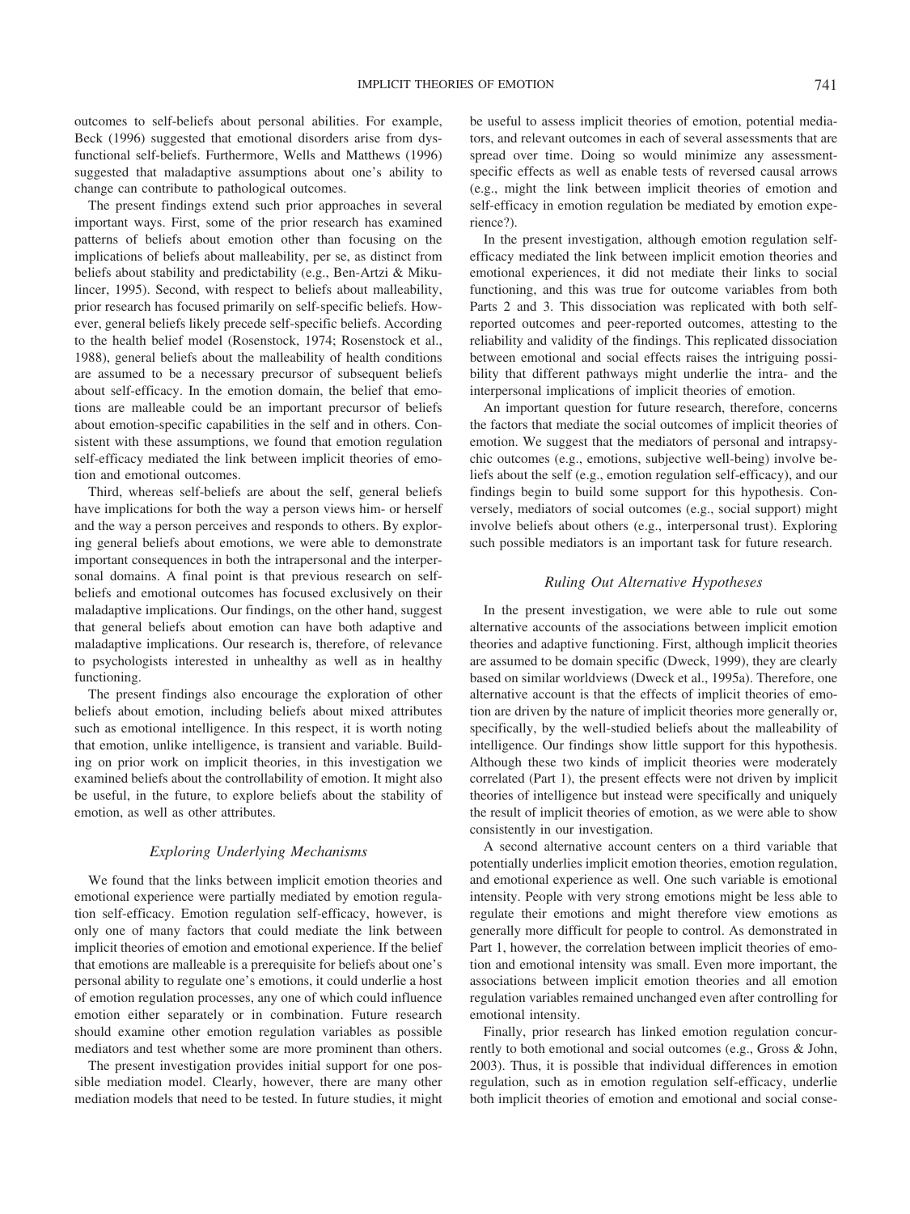outcomes to self-beliefs about personal abilities. For example, Beck (1996) suggested that emotional disorders arise from dysfunctional self-beliefs. Furthermore, Wells and Matthews (1996) suggested that maladaptive assumptions about one's ability to change can contribute to pathological outcomes.

The present findings extend such prior approaches in several important ways. First, some of the prior research has examined patterns of beliefs about emotion other than focusing on the implications of beliefs about malleability, per se, as distinct from beliefs about stability and predictability (e.g., Ben-Artzi & Mikulincer, 1995). Second, with respect to beliefs about malleability, prior research has focused primarily on self-specific beliefs. However, general beliefs likely precede self-specific beliefs. According to the health belief model (Rosenstock, 1974; Rosenstock et al., 1988), general beliefs about the malleability of health conditions are assumed to be a necessary precursor of subsequent beliefs about self-efficacy. In the emotion domain, the belief that emotions are malleable could be an important precursor of beliefs about emotion-specific capabilities in the self and in others. Consistent with these assumptions, we found that emotion regulation self-efficacy mediated the link between implicit theories of emotion and emotional outcomes.

Third, whereas self-beliefs are about the self, general beliefs have implications for both the way a person views him- or herself and the way a person perceives and responds to others. By exploring general beliefs about emotions, we were able to demonstrate important consequences in both the intrapersonal and the interpersonal domains. A final point is that previous research on self-beliefs and emotional outcomes has focused exclusively on their maladaptive implications. Our findings, on the other hand, suggest that general beliefs about emotion can have both adaptive and maladaptive implications. Our research is, therefore, of relevance to psychologists interested in unhealthy as well as in healthy functioning.

The present findings also encourage the exploration of other beliefs about emotion, including beliefs about mixed attributes such as emotional intelligence. In this respect, it is worth noting that emotion, unlike intelligence, is transient and variable. Building on prior work on implicit theories, in this investigation we examined beliefs about the controllability of emotion. It might also be useful, in the future, to explore beliefs about the stability of emotion, as well as other attributes.

### *Exploring Underlying Mechanisms*

We found that the links between implicit emotion theories and emotional experience were partially mediated by emotion regulation self-efficacy. Emotion regulation self-efficacy, however, is only one of many factors that could mediate the link between implicit theories of emotion and emotional experience. If the belief that emotions are malleable is a prerequisite for beliefs about one's personal ability to regulate one's emotions, it could underlie a host of emotion regulation processes, any one of which could influence emotion either separately or in combination. Future research should examine other emotion regulation variables as possible mediators and test whether some are more prominent than others.

The present investigation provides initial support for one possible mediation model. Clearly, however, there are many other mediation models that need to be tested. In future studies, it might be useful to assess implicit theories of emotion, potential mediators, and relevant outcomes in each of several assessments that are spread over time. Doing so would minimize any assessment-specific effects as well as enable tests of reversed causal arrows (e.g., might the link between implicit theories of emotion and self-efficacy in emotion regulation be mediated by emotion experience?).

In the present investigation, although emotion regulation self-efficacy mediated the link between implicit emotion theories and emotional experiences, it did not mediate their links to social functioning, and this was true for outcome variables from both Parts 2 and 3. This dissociation was replicated with both self-reported outcomes and peer-reported outcomes, attesting to the reliability and validity of the findings. This replicated dissociation between emotional and social effects raises the intriguing possibility that different pathways might underlie the intra- and the interpersonal implications of implicit theories of emotion.

An important question for future research, therefore, concerns the factors that mediate the social outcomes of implicit theories of emotion. We suggest that the mediators of personal and intrapsychic outcomes (e.g., emotions, subjective well-being) involve beliefs about the self (e.g., emotion regulation self-efficacy), and our findings begin to build some support for this hypothesis. Conversely, mediators of social outcomes (e.g., social support) might involve beliefs about others (e.g., interpersonal trust). Exploring such possible mediators is an important task for future research.

### *Ruling Out Alternative Hypotheses*

In the present investigation, we were able to rule out some alternative accounts of the associations between implicit emotion theories and adaptive functioning. First, although implicit theories are assumed to be domain specific (Dweck, 1999), they are clearly based on similar worldviews (Dweck et al., 1995a). Therefore, one alternative account is that the effects of implicit theories of emotion are driven by the nature of implicit theories more generally or, specifically, by the well-studied beliefs about the malleability of intelligence. Our findings show little support for this hypothesis. Although these two kinds of implicit theories were moderately correlated (Part 1), the present effects were not driven by implicit theories of intelligence but instead were specifically and uniquely the result of implicit theories of emotion, as we were able to show consistently in our investigation.

A second alternative account centers on a third variable that potentially underlies implicit emotion theories, emotion regulation, and emotional experience as well. One such variable is emotional intensity. People with very strong emotions might be less able to regulate their emotions and might therefore view emotions as generally more difficult for people to control. As demonstrated in Part 1, however, the correlation between implicit theories of emotion and emotional intensity was small. Even more important, the associations between implicit emotion theories and all emotion regulation variables remained unchanged even after controlling for emotional intensity.

Finally, prior research has linked emotion regulation concurrently to both emotional and social outcomes (e.g., Gross & John, 2003). Thus, it is possible that individual differences in emotion regulation, such as in emotion regulation self-efficacy, underlie both implicit theories of emotion and emotional and social conse-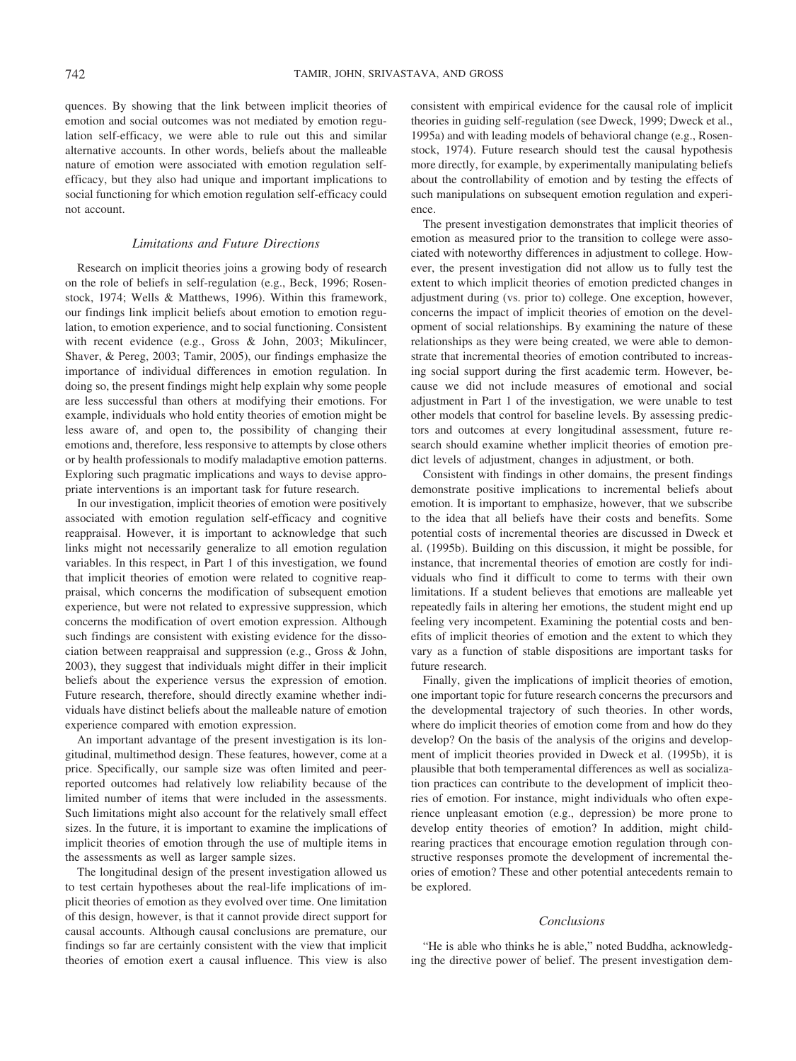quences. By showing that the link between implicit theories of emotion and social outcomes was not mediated by emotion regulation self-efficacy, we were able to rule out this and similar alternative accounts. In other words, beliefs about the malleable nature of emotion were associated with emotion regulation self-efficacy, but they also had unique and important implications to social functioning for which emotion regulation self-efficacy could not account.

### *Limitations and Future Directions*

Research on implicit theories joins a growing body of research on the role of beliefs in self-regulation (e.g., Beck, 1996; Rosenstock, 1974; Wells & Matthews, 1996). Within this framework, our findings link implicit beliefs about emotion to emotion regulation, to emotion experience, and to social functioning. Consistent with recent evidence (e.g., Gross & John, 2003; Mikulincer, Shaver, & Pereg, 2003; Tamir, 2005), our findings emphasize the importance of individual differences in emotion regulation. In doing so, the present findings might help explain why some people are less successful than others at modifying their emotions. For example, individuals who hold entity theories of emotion might be less aware of, and open to, the possibility of changing their emotions and, therefore, less responsive to attempts by close others or by health professionals to modify maladaptive emotion patterns. Exploring such pragmatic implications and ways to devise appropriate interventions is an important task for future research.

In our investigation, implicit theories of emotion were positively associated with emotion regulation self-efficacy and cognitive reappraisal. However, it is important to acknowledge that such links might not necessarily generalize to all emotion regulation variables. In this respect, in Part 1 of this investigation, we found that implicit theories of emotion were related to cognitive reappraisal, which concerns the modification of subsequent emotion experience, but were not related to expressive suppression, which concerns the modification of overt emotion expression. Although such findings are consistent with existing evidence for the dissociation between reappraisal and suppression (e.g., Gross & John, 2003), they suggest that individuals might differ in their implicit beliefs about the experience versus the expression of emotion. Future research, therefore, should directly examine whether individuals have distinct beliefs about the malleable nature of emotion experience compared with emotion expression.

An important advantage of the present investigation is its longitudinal, multimethod design. These features, however, come at a price. Specifically, our sample size was often limited and peer-reported outcomes had relatively low reliability because of the limited number of items that were included in the assessments. Such limitations might also account for the relatively small effect sizes. In the future, it is important to examine the implications of implicit theories of emotion through the use of multiple items in the assessments as well as larger sample sizes.

The longitudinal design of the present investigation allowed us to test certain hypotheses about the real-life implications of implicit theories of emotion as they evolved over time. One limitation of this design, however, is that it cannot provide direct support for causal accounts. Although causal conclusions are premature, our findings so far are certainly consistent with the view that implicit theories of emotion exert a causal influence. This view is also consistent with empirical evidence for the causal role of implicit theories in guiding self-regulation (see Dweck, 1999; Dweck et al., 1995a) and with leading models of behavioral change (e.g., Rosenstock, 1974). Future research should test the causal hypothesis more directly, for example, by experimentally manipulating beliefs about the controllability of emotion and by testing the effects of such manipulations on subsequent emotion regulation and experience.

The present investigation demonstrates that implicit theories of emotion as measured prior to the transition to college were associated with noteworthy differences in adjustment to college. However, the present investigation did not allow us to fully test the extent to which implicit theories of emotion predicted changes in adjustment during (vs. prior to) college. One exception, however, concerns the impact of implicit theories of emotion on the development of social relationships. By examining the nature of these relationships as they were being created, we were able to demonstrate that incremental theories of emotion contributed to increasing social support during the first academic term. However, because we did not include measures of emotional and social adjustment in Part 1 of the investigation, we were unable to test other models that control for baseline levels. By assessing predictors and outcomes at every longitudinal assessment, future research should examine whether implicit theories of emotion predict levels of adjustment, changes in adjustment, or both.

Consistent with findings in other domains, the present findings demonstrate positive implications to incremental beliefs about emotion. It is important to emphasize, however, that we subscribe to the idea that all beliefs have their costs and benefits. Some potential costs of incremental theories are discussed in Dweck et al. (1995b). Building on this discussion, it might be possible, for instance, that incremental theories of emotion are costly for individuals who find it difficult to come to terms with their own limitations. If a student believes that emotions are malleable yet repeatedly fails in altering her emotions, the student might end up feeling very incompetent. Examining the potential costs and benefits of implicit theories of emotion and the extent to which they vary as a function of stable dispositions are important tasks for future research.

Finally, given the implications of implicit theories of emotion, one important topic for future research concerns the precursors and the developmental trajectory of such theories. In other words, where do implicit theories of emotion come from and how do they develop? On the basis of the analysis of the origins and development of implicit theories provided in Dweck et al. (1995b), it is plausible that both temperamental differences as well as socialization practices can contribute to the development of implicit theories of emotion. For instance, might individuals who often experience unpleasant emotion (e.g., depression) be more prone to develop entity theories of emotion? In addition, might child-rearing practices that encourage emotion regulation through constructive responses promote the development of incremental theories of emotion? These and other potential antecedents remain to be explored.

### *Conclusions*

"He is able who thinks he is able," noted Buddha, acknowledging the directive power of belief. The present investigation dem-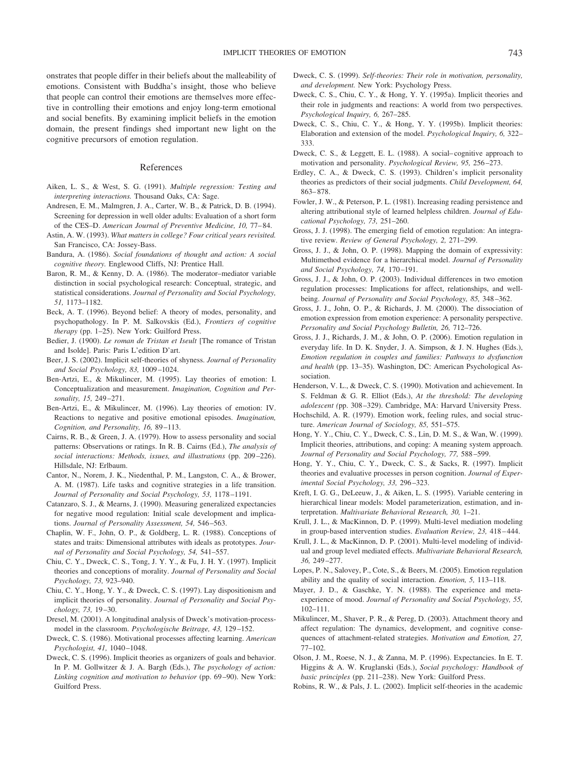onstrates that people differ in their beliefs about the malleability of emotions. Consistent with Buddha's insight, those who believe that people can control their emotions are themselves more effective in controlling their emotions and enjoy long-term emotional and social benefits. By examining implicit beliefs in the emotion domain, the present findings shed important new light on the cognitive precursors of emotion regulation.

## References

Aiken, L. S., & West, S. G. (1991). *Multiple regression: Testing and interpreting interactions.* Thousand Oaks, CA: Sage.

Andresen, E. M., Malmgren, J. A., Carter, W. B., & Patrick, D. B. (1994). Screening for depression in well older adults: Evaluation of a short form of the CES–D. *American Journal of Preventive Medicine, 10,* 77–84.

Astin, A. W. (1993). *What matters in college? Four critical years revisited.* San Francisco, CA: Jossey-Bass.

Bandura, A. (1986). *Social foundations of thought and action: A social cognitive theory.* Englewood Cliffs, NJ: Prentice Hall.

Baron, R. M., & Kenny, D. A. (1986). The moderator–mediator variable distinction in social psychological research: Conceptual, strategic, and statistical considerations. *Journal of Personality and Social Psychology, 51,* 1173–1182.

Beck, A. T. (1996). Beyond belief: A theory of modes, personality, and psychopathology. In P. M. Salkovskis (Ed.), *Frontiers of cognitive therapy* (pp. 1–25). New York: Guilford Press.

Bedier, J. (1900). *Le roman de Tristan et Iseult* [The romance of Tristan and Isolde]. Paris: Paris L'edition D'art.

Beer, J. S. (2002). Implicit self-theories of shyness. *Journal of Personality and Social Psychology, 83,* 1009–1024.

Ben-Artzi, E., & Mikulincer, M. (1995). Lay theories of emotion: I. Conceptualization and measurement. *Imagination, Cognition and Personality, 15,* 249–271.

Ben-Artzi, E., & Mikulincer, M. (1996). Lay theories of emotion: IV. Reactions to negative and positive emotional episodes. *Imagination, Cognition, and Personality, 16,* 89–113.

Cairns, R. B., & Green, J. A. (1979). How to assess personality and social patterns: Observations or ratings. In R. B. Cairns (Ed.), *The analysis of social interactions: Methods, issues, and illustrations* (pp. 209–226). Hillsdale, NJ: Erlbaum.

Cantor, N., Norem, J. K., Niedenthal, P. M., Langston, C. A., & Brower, A. M. (1987). Life tasks and cognitive strategies in a life transition. *Journal of Personality and Social Psychology, 53,* 1178–1191.

Catanzaro, S. J., & Mearns, J. (1990). Measuring generalized expectancies for negative mood regulation: Initial scale development and implications. *Journal of Personality Assessment, 54,* 546–563.

Chaplin, W. F., John, O. P., & Goldberg, L. R. (1988). Conceptions of states and traits: Dimensional attributes with ideals as prototypes. *Journal of Personality and Social Psychology, 54,* 541–557.

Chiu, C. Y., Dweck, C. S., Tong, J. Y. Y., & Fu, J. H. Y. (1997). Implicit theories and conceptions of morality. *Journal of Personality and Social Psychology, 73,* 923–940.

Chiu, C. Y., Hong, Y. Y., & Dweck, C. S. (1997). Lay dispositionism and implicit theories of personality. *Journal of Personality and Social Psychology, 73,* 19–30.

Dresel, M. (2001). A longitudinal analysis of Dweck's motivation-process-model in the classroom. *Psychologische Beitrage, 43,* 129–152.

Dweck, C. S. (1986). Motivational processes affecting learning. *American Psychologist, 41,* 1040–1048.

Dweck, C. S. (1996). Implicit theories as organizers of goals and behavior. In P. M. Gollwitzer & J. A. Bargh (Eds.), *The psychology of action: Linking cognition and motivation to behavior* (pp. 69–90). New York: Guilford Press.

Dweck, C. S. (1999). *Self-theories: Their role in motivation, personality, and development.* New York: Psychology Press.

Dweck, C. S., Chiu, C. Y., & Hong, Y. Y. (1995a). Implicit theories and their role in judgments and reactions: A world from two perspectives. *Psychological Inquiry, 6,* 267–285.

Dweck, C. S., Chiu, C. Y., & Hong, Y. Y. (1995b). Implicit theories: Elaboration and extension of the model. *Psychological Inquiry, 6,* 322–333.

Dweck, C. S., & Leggett, E. L. (1988). A social–cognitive approach to motivation and personality. *Psychological Review, 95,* 256–273.

Erdley, C. A., & Dweck, C. S. (1993). Children's implicit personality theories as predictors of their social judgments. *Child Development, 64,* 863–878.

Fowler, J. W., & Peterson, P. L. (1981). Increasing reading persistence and altering attributional style of learned helpless children. *Journal of Educational Psychology, 73,* 251–260.

Gross, J. J. (1998). The emerging field of emotion regulation: An integrative review. *Review of General Psychology, 2,* 271–299.

Gross, J. J., & John, O. P. (1998). Mapping the domain of expressivity: Multimethod evidence for a hierarchical model. *Journal of Personality and Social Psychology, 74,* 170–191.

Gross, J. J., & John, O. P. (2003). Individual differences in two emotion regulation processes: Implications for affect, relationships, and well-being. *Journal of Personality and Social Psychology, 85,* 348–362.

Gross, J. J., John, O. P., & Richards, J. M. (2000). The dissociation of emotion expression from emotion experience: A personality perspective. *Personality and Social Psychology Bulletin, 26,* 712–726.

Gross, J. J., Richards, J. M., & John, O. P. (2006). Emotion regulation in everyday life. In D. K. Snyder, J. A. Simpson, & J. N. Hughes (Eds.), *Emotion regulation in couples and families: Pathways to dysfunction and health* (pp. 13–35). Washington, DC: American Psychological Association.

Henderson, V. L., & Dweck, C. S. (1990). Motivation and achievement. In S. Feldman & G. R. Elliot (Eds.), *At the threshold: The developing adolescent* (pp. 308–329). Cambridge, MA: Harvard University Press.

Hochschild, A. R. (1979). Emotion work, feeling rules, and social structure. *American Journal of Sociology, 85,* 551–575.

Hong, Y. Y., Chiu, C. Y., Dweck, C. S., Lin, D. M. S., & Wan, W. (1999). Implicit theories, attributions, and coping: A meaning system approach. *Journal of Personality and Social Psychology, 77,* 588–599.

Hong, Y. Y., Chiu, C. Y., Dweck, C. S., & Sacks, R. (1997). Implicit theories and evaluative processes in person cognition. *Journal of Experimental Social Psychology, 33,* 296–323.

Kreft, I. G. G., DeLeeuw, J., & Aiken, L. S. (1995). Variable centering in hierarchical linear models: Model parameterization, estimation, and interpretation. *Multivariate Behavioral Research, 30,* 1–21.

Krull, J. L., & MacKinnon, D. P. (1999). Multi-level mediation modeling in group-based intervention studies. *Evaluation Review, 23,* 418–444.

Krull, J. L., & MacKinnon, D. P. (2001). Multi-level modeling of individual and group level mediated effects. *Multivariate Behavioral Research, 36,* 249–277.

Lopes, P. N., Salovey, P., Cote, S., & Beers, M. (2005). Emotion regulation ability and the quality of social interaction. *Emotion, 5,* 113–118.

Mayer, J. D., & Gaschke, Y. N. (1988). The experience and meta-experience of mood. *Journal of Personality and Social Psychology, 55,* 102–111.

Mikulincer, M., Shaver, P. R., & Pereg, D. (2003). Attachment theory and affect regulation: The dynamics, development, and cognitive consequences of attachment-related strategies. *Motivation and Emotion, 27,* 77–102.

Olson, J. M., Roese, N. J., & Zanna, M. P. (1996). Expectancies. In E. T. Higgins & A. W. Kruglanski (Eds.), *Social psychology: Handbook of basic principles* (pp. 211–238). New York: Guilford Press.

Robins, R. W., & Pals, J. L. (2002). Implicit self-theories in the academic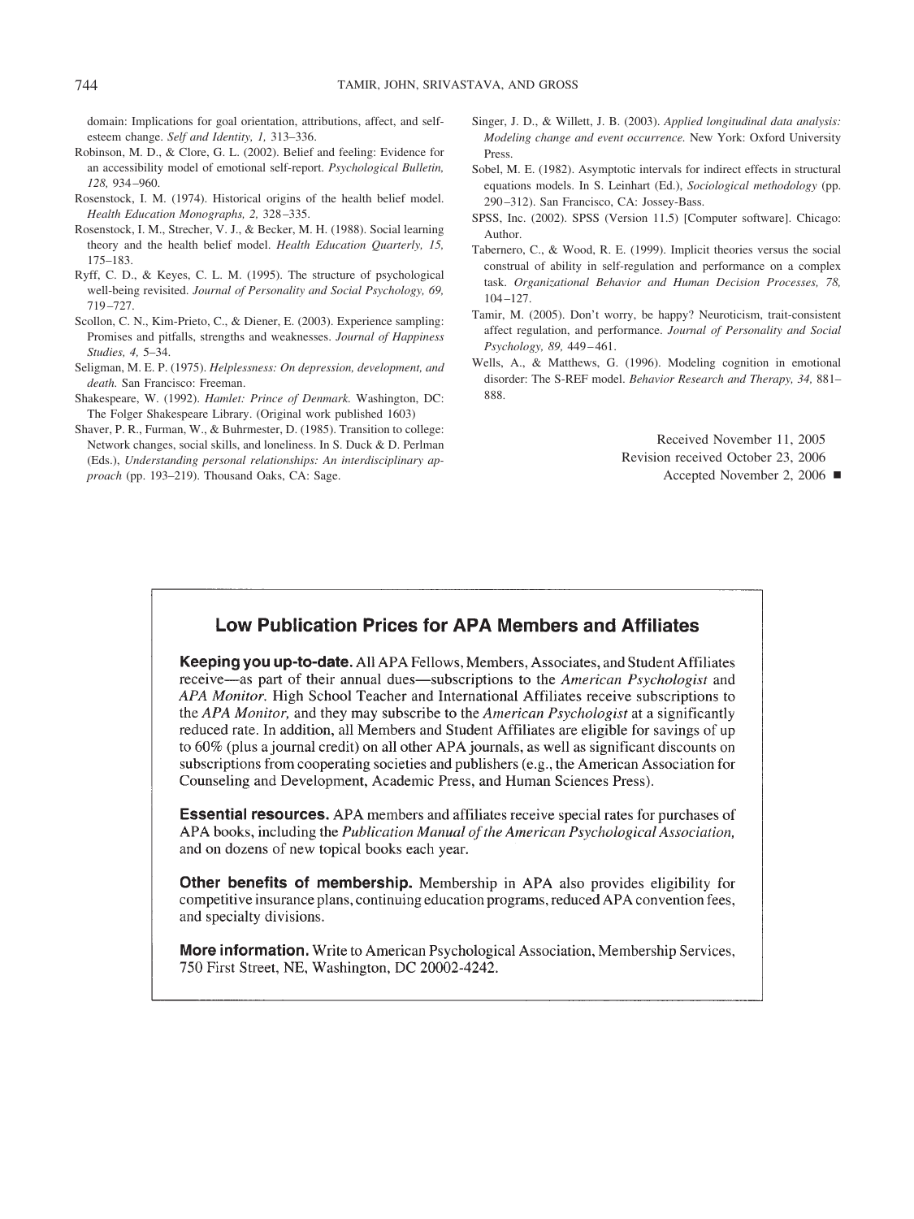domain: Implications for goal orientation, attributions, affect, and self-esteem change. *Self and Identity, 1,* 313–336.

Robinson, M. D., & Clore, G. L. (2002). Belief and feeling: Evidence for an accessibility model of emotional self-report. *Psychological Bulletin, 128,* 934–960.

Rosenstock, I. M. (1974). Historical origins of the health belief model. *Health Education Monographs, 2,* 328–335.

Rosenstock, I. M., Strecher, V. J., & Becker, M. H. (1988). Social learning theory and the health belief model. *Health Education Quarterly, 15,* 175–183.

Ryff, C. D., & Keyes, C. L. M. (1995). The structure of psychological well-being revisited. *Journal of Personality and Social Psychology, 69,* 719–727.

Scollon, C. N., Kim-Prieto, C., & Diener, E. (2003). Experience sampling: Promises and pitfalls, strengths and weaknesses. *Journal of Happiness Studies, 4,* 5–34.

Seligman, M. E. P. (1975). *Helplessness: On depression, development, and death.* San Francisco: Freeman.

Shakespeare, W. (1992). *Hamlet: Prince of Denmark.* Washington, DC: The Folger Shakespeare Library. (Original work published 1603)

Shaver, P. R., Furman, W., & Buhrmester, D. (1985). Transition to college: Network changes, social skills, and loneliness. In S. Duck & D. Perlman (Eds.), *Understanding personal relationships: An interdisciplinary approach* (pp. 193–219). Thousand Oaks, CA: Sage.

Singer, J. D., & Willett, J. B. (2003). *Applied longitudinal data analysis: Modeling change and event occurrence.* New York: Oxford University Press.

Sobel, M. E. (1982). Asymptotic intervals for indirect effects in structural equations models. In S. Leinhart (Ed.), *Sociological methodology* (pp. 290–312). San Francisco, CA: Jossey-Bass.

SPSS, Inc. (2002). SPSS (Version 11.5) [Computer software]. Chicago: Author.

Tabernero, C., & Wood, R. E. (1999). Implicit theories versus the social construal of ability in self-regulation and performance on a complex task. *Organizational Behavior and Human Decision Processes, 78,* 104–127.

Tamir, M. (2005). Don't worry, be happy? Neuroticism, trait-consistent affect regulation, and performance. *Journal of Personality and Social Psychology, 89,* 449–461.

Wells, A., & Matthews, G. (1996). Modeling cognition in emotional disorder: The S-REF model. *Behavior Research and Therapy, 34,* 881–888.

Received November 11, 2005
Revision received October 23, 2006
Accepted November 2, 2006 ■

## Low Publication Prices for APA Members and Affiliates

**Keeping you up-to-date.** All APA Fellows, Members, Associates, and Student Affiliates receive—as part of their annual dues—subscriptions to the *American Psychologist* and *APA Monitor.* High School Teacher and International Affiliates receive subscriptions to the *APA Monitor,* and they may subscribe to the *American Psychologist* at a significantly reduced rate. In addition, all Members and Student Affiliates are eligible for savings of up to 60% (plus a journal credit) on all other APA journals, as well as significant discounts on subscriptions from cooperating societies and publishers (e.g., the American Association for Counseling and Development, Academic Press, and Human Sciences Press).

**Essential resources.** APA members and affiliates receive special rates for purchases of APA books, including the *Publication Manual of the American Psychological Association,* and on dozens of new topical books each year.

**Other benefits of membership.** Membership in APA also provides eligibility for competitive insurance plans, continuing education programs, reduced APA convention fees, and specialty divisions.

**More information.** Write to American Psychological Association, Membership Services, 750 First Street, NE, Washington, DC 20002-4242.